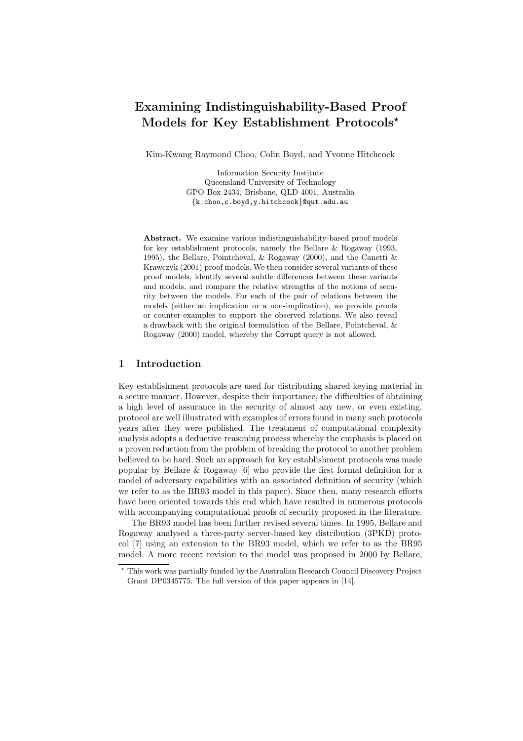# Examining Indistinguishability-Based Proof Models for Key Establishment Protocols*

Kim-Kwang Raymond Choo, Colin Boyd, and Yvonne Hitchcock

Information Security Institute
Queensland University of Technology
GPO Box 2434, Brisbane, QLD 4001, Australia
{k.choo,c.boyd,y.hitchcock}@qut.edu.au

**Abstract.** We examine various indistinguishability-based proof models for key establishment protocols, namely the Bellare & Rogaway (1993, 1995), the Bellare, Pointcheval, & Rogaway (2000), and the Canetti & Krawczyk (2001) proof models. We then consider several variants of these proof models, identify several subtle differences between these variants and models, and compare the relative strengths of the notions of security between the models. For each of the pair of relations between the models (either an implication or a non-implication), we provide proofs or counter-examples to support the observed relations. We also reveal a drawback with the original formulation of the Bellare, Pointcheval, & Rogaway (2000) model, whereby the Corrupt query is not allowed.

## 1 Introduction

Key establishment protocols are used for distributing shared keying material in a secure manner. However, despite their importance, the difficulties of obtaining a high level of assurance in the security of almost any new, or even existing, protocol are well illustrated with examples of errors found in many such protocols years after they were published. The treatment of computational complexity analysis adopts a deductive reasoning process whereby the emphasis is placed on a proven reduction from the problem of breaking the protocol to another problem believed to be hard. Such an approach for key establishment protocols was made popular by Bellare & Rogaway [6] who provide the first formal definition for a model of adversary capabilities with an associated definition of security (which we refer to as the BR93 model in this paper). Since then, many research efforts have been oriented towards this end which have resulted in numerous protocols with accompanying computational proofs of security proposed in the literature.

The BR93 model has been further revised several times. In 1995, Bellare and Rogaway analysed a three-party server-based key distribution (3PKD) protocol [7] using an extension to the BR93 model, which we refer to as the BR95 model. A more recent revision to the model was proposed in 2000 by Bellare,

* This work was partially funded by the Australian Research Council Discovery Project Grant DP0345775. The full version of this paper appears in [14].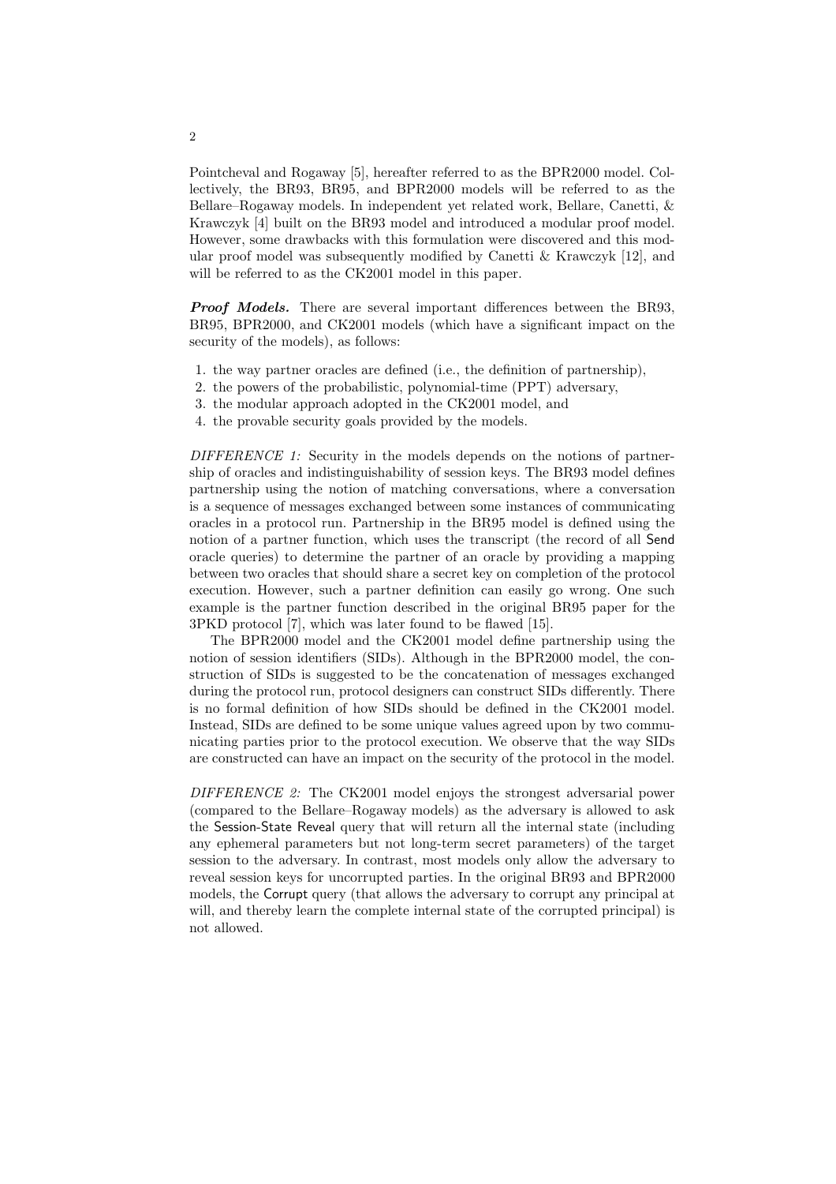Pointcheval and Rogaway [5], hereafter referred to as the BPR2000 model. Collectively, the BR93, BR95, and BPR2000 models will be referred to as the Bellare–Rogaway models. In independent yet related work, Bellare, Canetti, & Krawczyk [4] built on the BR93 model and introduced a modular proof model. However, some drawbacks with this formulation were discovered and this modular proof model was subsequently modified by Canetti & Krawczyk [12], and will be referred to as the CK2001 model in this paper.

***Proof Models.*** There are several important differences between the BR93, BR95, BPR2000, and CK2001 models (which have a significant impact on the security of the models), as follows:

1. the way partner oracles are defined (i.e., the definition of partnership),
2. the powers of the probabilistic, polynomial-time (PPT) adversary,
3. the modular approach adopted in the CK2001 model, and
4. the provable security goals provided by the models.

*DIFFERENCE 1:* Security in the models depends on the notions of partnership of oracles and indistinguishability of session keys. The BR93 model defines partnership using the notion of matching conversations, where a conversation is a sequence of messages exchanged between some instances of communicating oracles in a protocol run. Partnership in the BR95 model is defined using the notion of a partner function, which uses the transcript (the record of all Send oracle queries) to determine the partner of an oracle by providing a mapping between two oracles that should share a secret key on completion of the protocol execution. However, such a partner definition can easily go wrong. One such example is the partner function described in the original BR95 paper for the 3PKD protocol [7], which was later found to be flawed [15].

The BPR2000 model and the CK2001 model define partnership using the notion of session identifiers (SIDs). Although in the BPR2000 model, the construction of SIDs is suggested to be the concatenation of messages exchanged during the protocol run, protocol designers can construct SIDs differently. There is no formal definition of how SIDs should be defined in the CK2001 model. Instead, SIDs are defined to be some unique values agreed upon by two communicating parties prior to the protocol execution. We observe that the way SIDs are constructed can have an impact on the security of the protocol in the model.

*DIFFERENCE 2:* The CK2001 model enjoys the strongest adversarial power (compared to the Bellare–Rogaway models) as the adversary is allowed to ask the Session-State Reveal query that will return all the internal state (including any ephemeral parameters but not long-term secret parameters) of the target session to the adversary. In contrast, most models only allow the adversary to reveal session keys for uncorrupted parties. In the original BR93 and BPR2000 models, the Corrupt query (that allows the adversary to corrupt any principal at will, and thereby learn the complete internal state of the corrupted principal) is not allowed.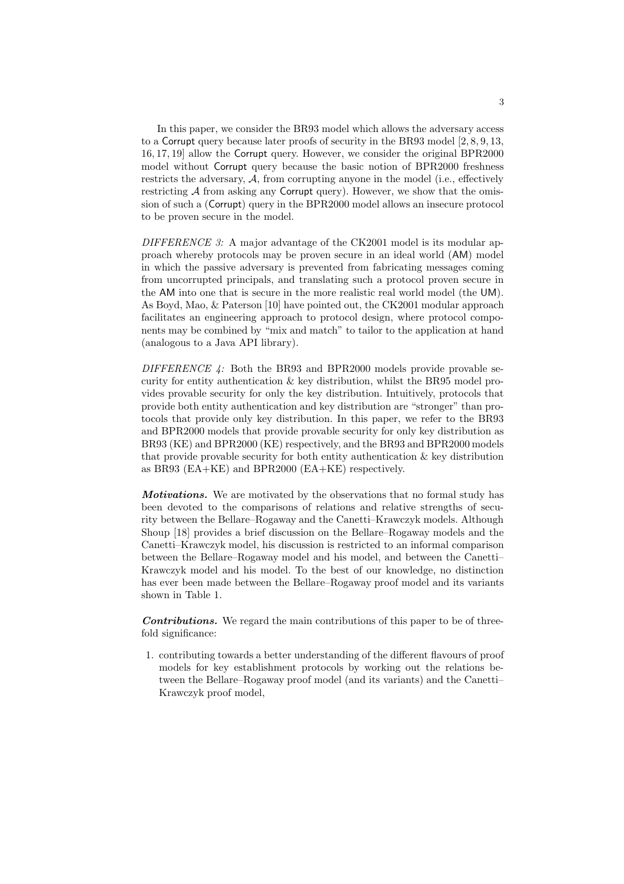In this paper, we consider the BR93 model which allows the adversary access to a Corrupt query because later proofs of security in the BR93 model [2, 8, 9, 13, 16, 17, 19] allow the Corrupt query. However, we consider the original BPR2000 model without Corrupt query because the basic notion of BPR2000 freshness restricts the adversary, $\mathcal{A}$, from corrupting anyone in the model (i.e., effectively restricting $\mathcal{A}$ from asking any Corrupt query). However, we show that the omission of such a (Corrupt) query in the BPR2000 model allows an insecure protocol to be proven secure in the model.

*DIFFERENCE 3:* A major advantage of the CK2001 model is its modular approach whereby protocols may be proven secure in an ideal world (AM) model in which the passive adversary is prevented from fabricating messages coming from uncorrupted principals, and translating such a protocol proven secure in the AM into one that is secure in the more realistic real world model (the UM). As Boyd, Mao, & Paterson [10] have pointed out, the CK2001 modular approach facilitates an engineering approach to protocol design, where protocol components may be combined by "mix and match" to tailor to the application at hand (analogous to a Java API library).

*DIFFERENCE 4:* Both the BR93 and BPR2000 models provide provable security for entity authentication & key distribution, whilst the BR95 model provides provable security for only the key distribution. Intuitively, protocols that provide both entity authentication and key distribution are "stronger" than protocols that provide only key distribution. In this paper, we refer to the BR93 and BPR2000 models that provide provable security for only key distribution as BR93 (KE) and BPR2000 (KE) respectively, and the BR93 and BPR2000 models that provide provable security for both entity authentication & key distribution as BR93 (EA+KE) and BPR2000 (EA+KE) respectively.

***Motivations.*** We are motivated by the observations that no formal study has been devoted to the comparisons of relations and relative strengths of security between the Bellare–Rogaway and the Canetti–Krawczyk models. Although Shoup [18] provides a brief discussion on the Bellare–Rogaway models and the Canetti–Krawczyk model, his discussion is restricted to an informal comparison between the Bellare–Rogaway model and his model, and between the Canetti–Krawczyk model and his model. To the best of our knowledge, no distinction has ever been made between the Bellare–Rogaway proof model and its variants shown in Table 1.

***Contributions.*** We regard the main contributions of this paper to be of three-fold significance:

1. contributing towards a better understanding of the different flavours of proof models for key establishment protocols by working out the relations between the Bellare–Rogaway proof model (and its variants) and the Canetti–Krawczyk proof model,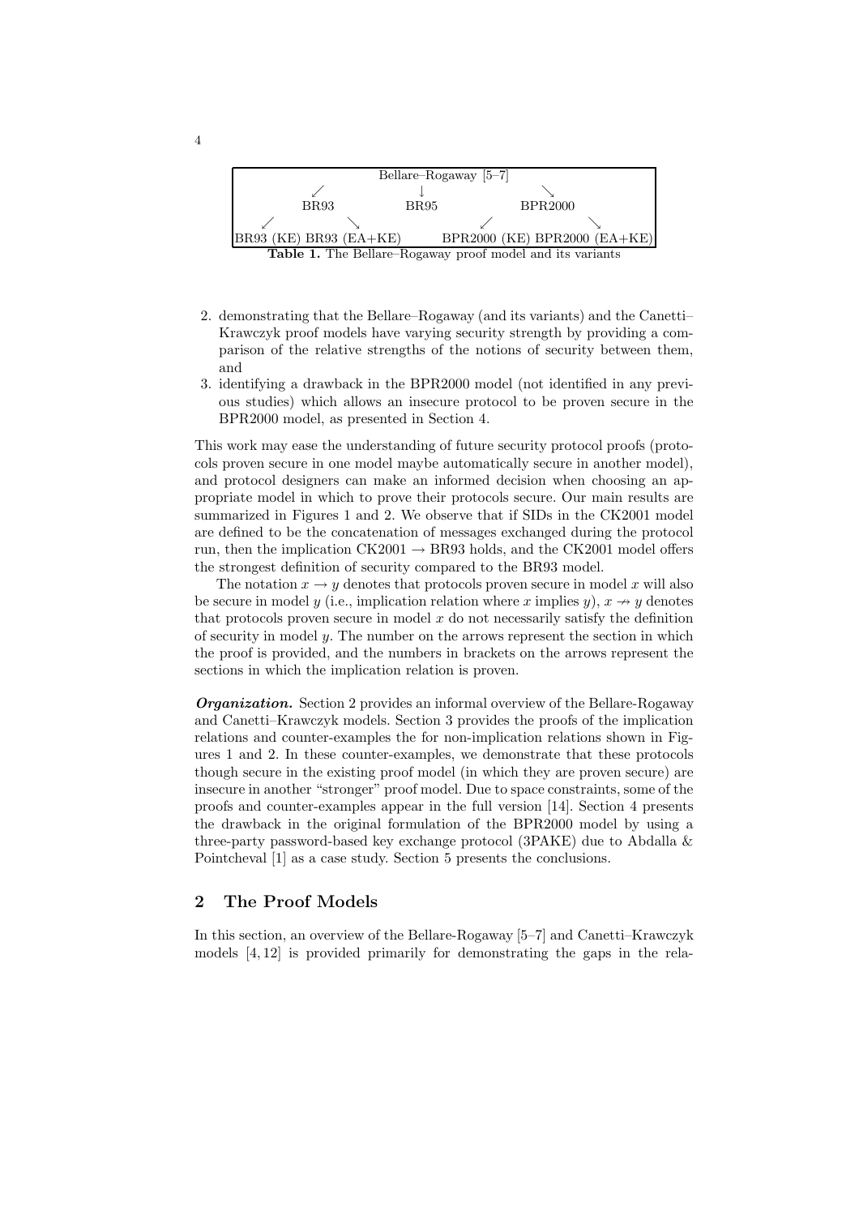| | | Bellare–Rogaway [5–7] | | |
|---|---|---|---|---|
| | ↙ | ↓ | ↘ | |
| | BR93 | BR95 | BPR2000 | |
| ↙ | ↘ | | ↙ | ↘ |
| BR93 (KE) | BR93 (EA+KE) | | BPR2000 (KE) | BPR2000 (EA+KE) |

**Table 1.** The Bellare–Rogaway proof model and its variants

2. demonstrating that the Bellare–Rogaway (and its variants) and the Canetti–Krawczyk proof models have varying security strength by providing a comparison of the relative strengths of the notions of security between them, and
3. identifying a drawback in the BPR2000 model (not identified in any previous studies) which allows an insecure protocol to be proven secure in the BPR2000 model, as presented in Section 4.

This work may ease the understanding of future security protocol proofs (protocols proven secure in one model maybe automatically secure in another model), and protocol designers can make an informed decision when choosing an appropriate model in which to prove their protocols secure. Our main results are summarized in Figures 1 and 2. We observe that if SIDs in the CK2001 model are defined to be the concatenation of messages exchanged during the protocol run, then the implication CK2001 → BR93 holds, and the CK2001 model offers the strongest definition of security compared to the BR93 model.

The notation $x \rightarrow y$ denotes that protocols proven secure in model $x$ will also be secure in model $y$ (i.e., implication relation where $x$ implies $y$), $x \nrightarrow y$ denotes that protocols proven secure in model $x$ do not necessarily satisfy the definition of security in model $y$. The number on the arrows represent the section in which the proof is provided, and the numbers in brackets on the arrows represent the sections in which the implication relation is proven.

***Organization.*** Section 2 provides an informal overview of the Bellare-Rogaway and Canetti–Krawczyk models. Section 3 provides the proofs of the implication relations and counter-examples the for non-implication relations shown in Figures 1 and 2. In these counter-examples, we demonstrate that these protocols though secure in the existing proof model (in which they are proven secure) are insecure in another "stronger" proof model. Due to space constraints, some of the proofs and counter-examples appear in the full version [14]. Section 4 presents the drawback in the original formulation of the BPR2000 model by using a three-party password-based key exchange protocol (3PAKE) due to Abdalla & Pointcheval [1] as a case study. Section 5 presents the conclusions.

## 2 The Proof Models

In this section, an overview of the Bellare-Rogaway [5–7] and Canetti–Krawczyk models [4, 12] is provided primarily for demonstrating the gaps in the rela-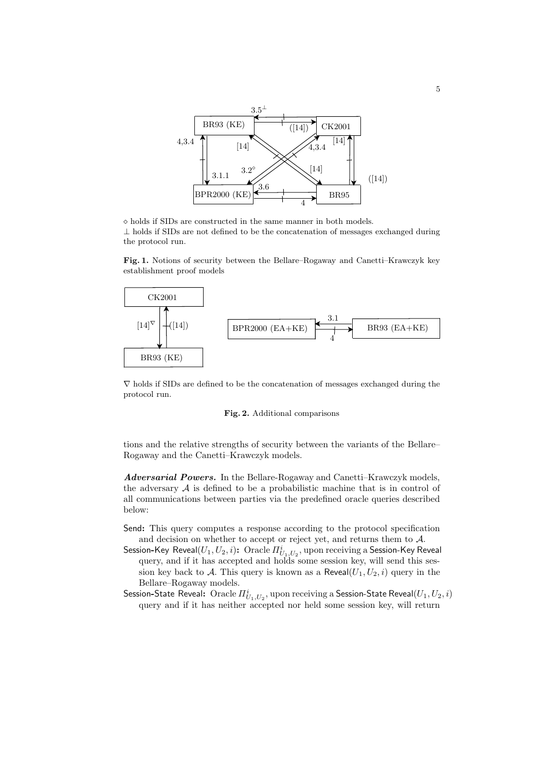$\diamond$ holds if SIDs are constructed in the same manner in both models.
$\perp$ holds if SIDs are not defined to be the concatenation of messages exchanged during the protocol run.

**Fig. 1.** Notions of security between the Bellare–Rogaway and Canetti–Krawczyk key establishment proof models

$\nabla$ holds if SIDs are defined to be the concatenation of messages exchanged during the protocol run.

**Fig. 2.** Additional comparisons

tions and the relative strengths of security between the variants of the Bellare–Rogaway and the Canetti–Krawczyk models.

***Adversarial Powers.*** In the Bellare-Rogaway and Canetti–Krawczyk models, the adversary $\mathcal{A}$ is defined to be a probabilistic machine that is in control of all communications between parties via the predefined oracle queries described below:

Send**:** This query computes a response according to the protocol specification and decision on whether to accept or reject yet, and returns them to $\mathcal{A}$.

Session-Key Reveal$(U_1, U_2, i)$**:** Oracle $\Pi^i_{U_1,U_2}$, upon receiving a Session-Key Reveal query, and if it has accepted and holds some session key, will send this session key back to $\mathcal{A}$. This query is known as a Reveal$(U_1, U_2, i)$ query in the Bellare–Rogaway models.

Session-State Reveal**:** Oracle $\Pi^i_{U_1,U_2}$, upon receiving a Session-State Reveal$(U_1, U_2, i)$ query and if it has neither accepted nor held some session key, will return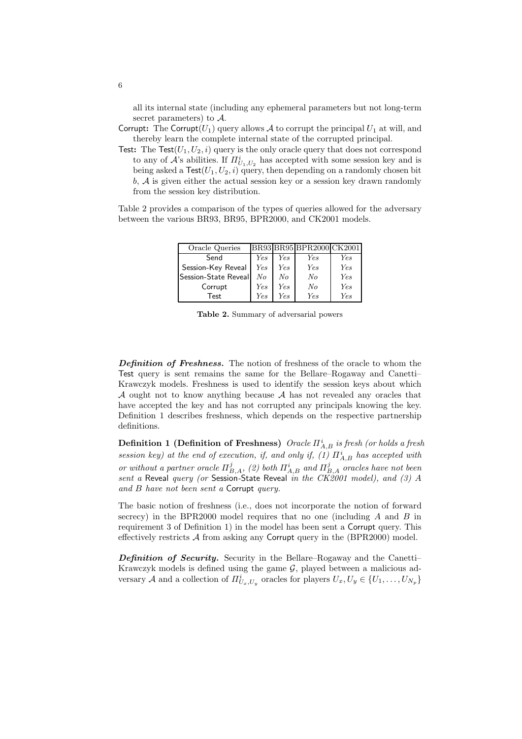all its internal state (including any ephemeral parameters but not long-term secret parameters) to $\mathcal{A}$.

- **Corrupt:** The Corrupt($U_1$) query allows $\mathcal{A}$ to corrupt the principal $U_1$ at will, and thereby learn the complete internal state of the corrupted principal.
- **Test:** The Test($U_1, U_2, i$) query is the only oracle query that does not correspond to any of $\mathcal{A}$'s abilities. If $\Pi^i_{U_1,U_2}$ has accepted with some session key and is being asked a Test($U_1, U_2, i$) query, then depending on a randomly chosen bit $b$, $\mathcal{A}$ is given either the actual session key or a session key drawn randomly from the session key distribution.

Table 2 provides a comparison of the types of queries allowed for the adversary between the various BR93, BR95, BPR2000, and CK2001 models.

| Oracle Queries | BR93 | BR95 | BPR2000 | CK2001 |
|---|---|---|---|---|
| Send | *Yes* | *Yes* | *Yes* | *Yes* |
| Session-Key Reveal | *Yes* | *Yes* | *Yes* | *Yes* |
| Session-State Reveal | *No* | *No* | *No* | *Yes* |
| Corrupt | *Yes* | *Yes* | *No* | *Yes* |
| Test | *Yes* | *Yes* | *Yes* | *Yes* |

**Table 2.** Summary of adversarial powers

***Definition of Freshness.*** The notion of freshness of the oracle to whom the Test query is sent remains the same for the Bellare–Rogaway and Canetti–Krawczyk models. Freshness is used to identify the session keys about which $\mathcal{A}$ ought not to know anything because $\mathcal{A}$ has not revealed any oracles that have accepted the key and has not corrupted any principals knowing the key. Definition 1 describes freshness, which depends on the respective partnership definitions.

**Definition 1 (Definition of Freshness)** *Oracle $\Pi^i_{A,B}$ is fresh (or holds a fresh session key) at the end of execution, if, and only if, (1) $\Pi^i_{A,B}$ has accepted with or without a partner oracle $\Pi^j_{B,A}$, (2) both $\Pi^i_{A,B}$ and $\Pi^j_{B,A}$ oracles have not been sent a* Reveal *query (or* Session-State Reveal *in the CK2001 model), and (3) A and B have not been sent a* Corrupt *query.*

The basic notion of freshness (i.e., does not incorporate the notion of forward secrecy) in the BPR2000 model requires that no one (including $A$ and $B$ in requirement 3 of Definition 1) in the model has been sent a Corrupt query. This effectively restricts $\mathcal{A}$ from asking any Corrupt query in the (BPR2000) model.

***Definition of Security.*** Security in the Bellare–Rogaway and the Canetti–Krawczyk models is defined using the game $\mathcal{G}$, played between a malicious adversary $\mathcal{A}$ and a collection of $\Pi^i_{U_x,U_y}$ oracles for players $U_x, U_y \in \{U_1, \ldots, U_{N_p}\}$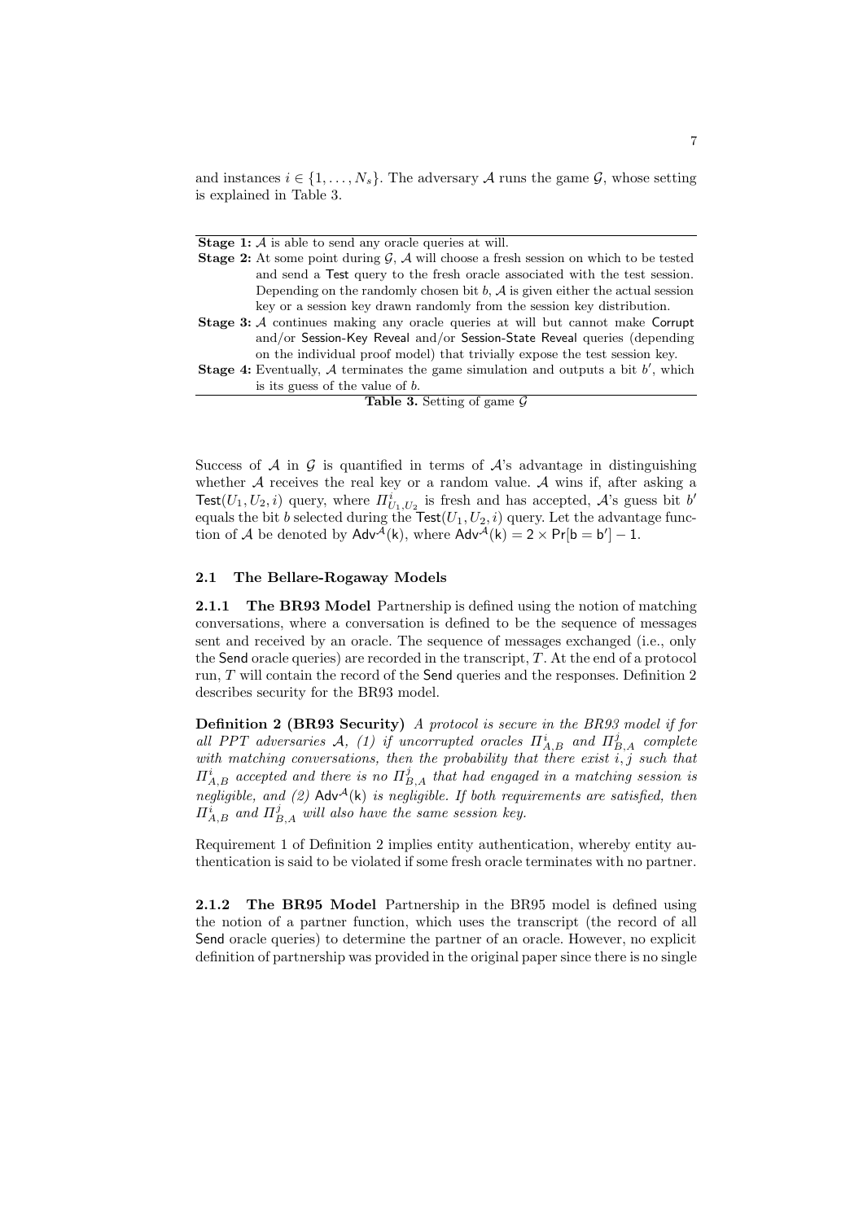and instances $i \in \{1, \ldots, N_s\}$. The adversary $\mathcal{A}$ runs the game $\mathcal{G}$, whose setting is explained in Table 3.

| | |
|---|---|
| **Stage 1:** | $\mathcal{A}$ is able to send any oracle queries at will. |
| **Stage 2:** | At some point during $\mathcal{G}$, $\mathcal{A}$ will choose a fresh session on which to be tested and send a Test query to the fresh oracle associated with the test session. Depending on the randomly chosen bit $b$, $\mathcal{A}$ is given either the actual session key or a session key drawn randomly from the session key distribution. |
| **Stage 3:** | $\mathcal{A}$ continues making any oracle queries at will but cannot make Corrupt and/or Session-Key Reveal and/or Session-State Reveal queries (depending on the individual proof model) that trivially expose the test session key. |
| **Stage 4:** | Eventually, $\mathcal{A}$ terminates the game simulation and outputs a bit $b'$, which is its guess of the value of $b$. |

**Table 3.** Setting of game $\mathcal{G}$

Success of $\mathcal{A}$ in $\mathcal{G}$ is quantified in terms of $\mathcal{A}$'s advantage in distinguishing whether $\mathcal{A}$ receives the real key or a random value. $\mathcal{A}$ wins if, after asking a $\mathsf{Test}(U_1, U_2, i)$ query, where $\Pi^i_{U_1,U_2}$ is fresh and has accepted, $\mathcal{A}$'s guess bit $b'$ equals the bit $b$ selected during the $\mathsf{Test}(U_1, U_2, i)$ query. Let the advantage function of $\mathcal{A}$ be denoted by $\mathsf{Adv}^{\mathcal{A}}(\mathsf{k})$, where $\mathsf{Adv}^{\mathcal{A}}(\mathsf{k}) = 2 \times \Pr[\mathsf{b} = \mathsf{b}'] - 1$.

### 2.1 The Bellare-Rogaway Models

**2.1.1 The BR93 Model** Partnership is defined using the notion of matching conversations, where a conversation is defined to be the sequence of messages sent and received by an oracle. The sequence of messages exchanged (i.e., only the Send oracle queries) are recorded in the transcript, $T$. At the end of a protocol run, $T$ will contain the record of the Send queries and the responses. Definition 2 describes security for the BR93 model.

**Definition 2 (BR93 Security)** *A protocol is secure in the BR93 model if for all PPT adversaries $\mathcal{A}$, (1) if uncorrupted oracles $\Pi^i_{A,B}$ and $\Pi^j_{B,A}$ complete with matching conversations, then the probability that there exist $i, j$ such that $\Pi^i_{A,B}$ accepted and there is no $\Pi^j_{B,A}$ that had engaged in a matching session is negligible, and (2) $\mathsf{Adv}^{\mathcal{A}}(\mathsf{k})$ is negligible. If both requirements are satisfied, then $\Pi^i_{A,B}$ and $\Pi^j_{B,A}$ will also have the same session key.*

Requirement 1 of Definition 2 implies entity authentication, whereby entity authentication is said to be violated if some fresh oracle terminates with no partner.

**2.1.2 The BR95 Model** Partnership in the BR95 model is defined using the notion of a partner function, which uses the transcript (the record of all Send oracle queries) to determine the partner of an oracle. However, no explicit definition of partnership was provided in the original paper since there is no single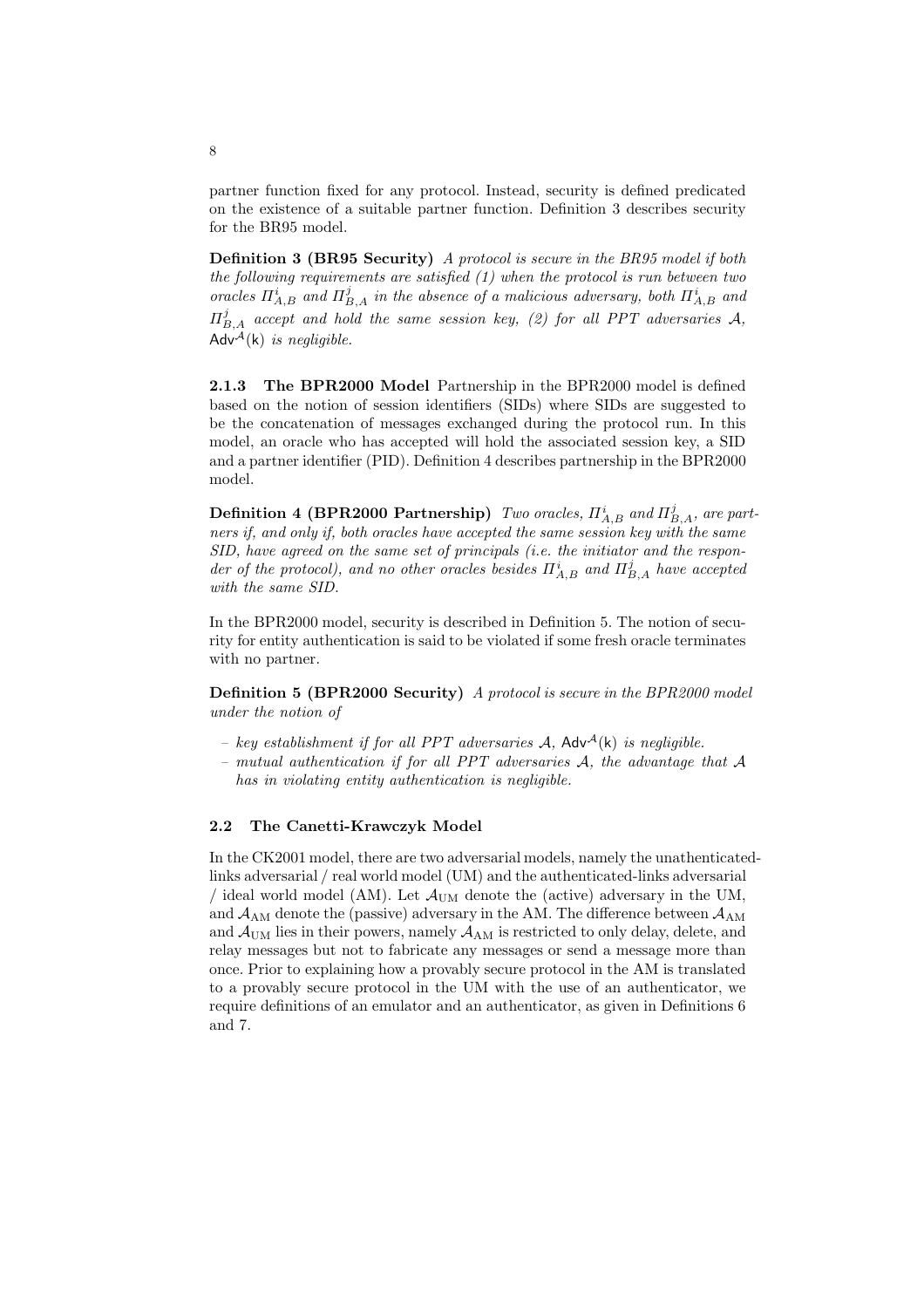partner function fixed for any protocol. Instead, security is defined predicated on the existence of a suitable partner function. Definition 3 describes security for the BR95 model.

**Definition 3 (BR95 Security)** *A protocol is secure in the BR95 model if both the following requirements are satisfied (1) when the protocol is run between two oracles $\Pi^i_{A,B}$ and $\Pi^j_{B,A}$ in the absence of a malicious adversary, both $\Pi^i_{A,B}$ and $\Pi^j_{B,A}$ accept and hold the same session key, (2) for all PPT adversaries $\mathcal{A}$, $\mathsf{Adv}^{\mathcal{A}}(\mathsf{k})$ is negligible.*

#### 2.1.3 The BPR2000 Model

Partnership in the BPR2000 model is defined based on the notion of session identifiers (SIDs) where SIDs are suggested to be the concatenation of messages exchanged during the protocol run. In this model, an oracle who has accepted will hold the associated session key, a SID and a partner identifier (PID). Definition 4 describes partnership in the BPR2000 model.

**Definition 4 (BPR2000 Partnership)** *Two oracles, $\Pi^i_{A,B}$ and $\Pi^j_{B,A}$, are partners if, and only if, both oracles have accepted the same session key with the same SID, have agreed on the same set of principals (i.e. the initiator and the responder of the protocol), and no other oracles besides $\Pi^i_{A,B}$ and $\Pi^j_{B,A}$ have accepted with the same SID.*

In the BPR2000 model, security is described in Definition 5. The notion of security for entity authentication is said to be violated if some fresh oracle terminates with no partner.

**Definition 5 (BPR2000 Security)** *A protocol is secure in the BPR2000 model under the notion of*

- *key establishment if for all PPT adversaries $\mathcal{A}$, $\mathsf{Adv}^{\mathcal{A}}(\mathsf{k})$ is negligible.*
- *mutual authentication if for all PPT adversaries $\mathcal{A}$, the advantage that $\mathcal{A}$ has in violating entity authentication is negligible.*

### 2.2 The Canetti-Krawczyk Model

In the CK2001 model, there are two adversarial models, namely the unathenticated-links adversarial / real world model (UM) and the authenticated-links adversarial / ideal world model (AM). Let $\mathcal{A}_{\text{UM}}$ denote the (active) adversary in the UM, and $\mathcal{A}_{\text{AM}}$ denote the (passive) adversary in the AM. The difference between $\mathcal{A}_{\text{AM}}$ and $\mathcal{A}_{\text{UM}}$ lies in their powers, namely $\mathcal{A}_{\text{AM}}$ is restricted to only delay, delete, and relay messages but not to fabricate any messages or send a message more than once. Prior to explaining how a provably secure protocol in the AM is translated to a provably secure protocol in the UM with the use of an authenticator, we require definitions of an emulator and an authenticator, as given in Definitions 6 and 7.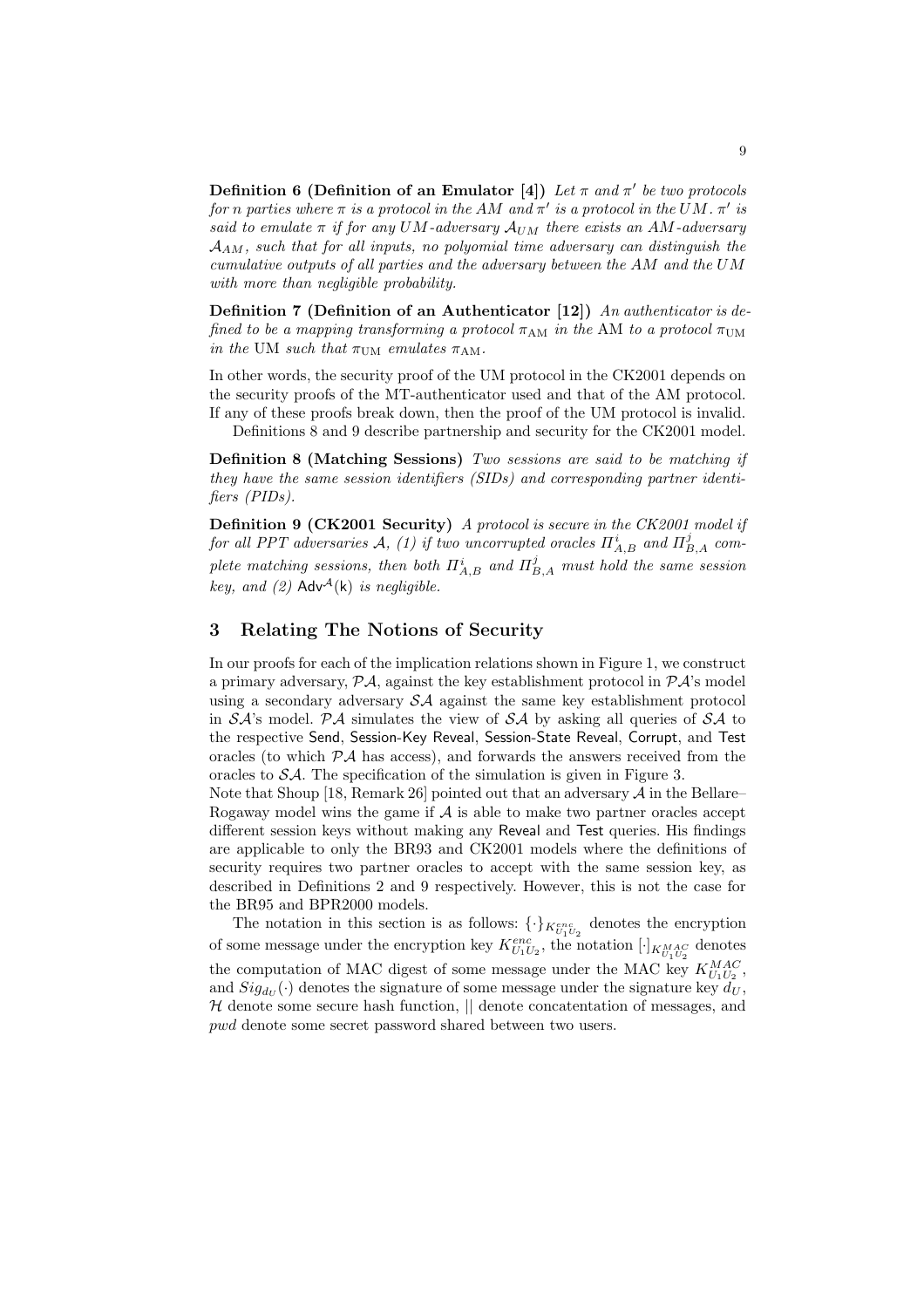**Definition 6 (Definition of an Emulator [4])** *Let $\pi$ and $\pi'$ be two protocols for $n$ parties where $\pi$ is a protocol in the AM and $\pi'$ is a protocol in the UM. $\pi'$ is said to emulate $\pi$ if for any UM-adversary $\mathcal{A}_{UM}$ there exists an AM-adversary $\mathcal{A}_{AM}$, such that for all inputs, no polyomial time adversary can distinguish the cumulative outputs of all parties and the adversary between the AM and the UM with more than negligible probability.*

**Definition 7 (Definition of an Authenticator [12])** *An authenticator is defined to be a mapping transforming a protocol $\pi_{\mathrm{AM}}$ in the* AM *to a protocol $\pi_{\mathrm{UM}}$ in the* UM *such that $\pi_{\mathrm{UM}}$ emulates $\pi_{\mathrm{AM}}$.*

In other words, the security proof of the UM protocol in the CK2001 depends on the security proofs of the MT-authenticator used and that of the AM protocol. If any of these proofs break down, then the proof of the UM protocol is invalid.

Definitions 8 and 9 describe partnership and security for the CK2001 model.

**Definition 8 (Matching Sessions)** *Two sessions are said to be matching if they have the same session identifiers (SIDs) and corresponding partner identifiers (PIDs).*

**Definition 9 (CK2001 Security)** *A protocol is secure in the CK2001 model if for all PPT adversaries $\mathcal{A}$, (1) if two uncorrupted oracles $\Pi^i_{A,B}$ and $\Pi^j_{B,A}$ complete matching sessions, then both $\Pi^i_{A,B}$ and $\Pi^j_{B,A}$ must hold the same session key, and (2) $\mathsf{Adv}^{\mathcal{A}}(\mathsf{k})$ is negligible.*

## 3 Relating The Notions of Security

In our proofs for each of the implication relations shown in Figure 1, we construct a primary adversary, $\mathcal{PA}$, against the key establishment protocol in $\mathcal{PA}$'s model using a secondary adversary $\mathcal{SA}$ against the same key establishment protocol in $\mathcal{SA}$'s model. $\mathcal{PA}$ simulates the view of $\mathcal{SA}$ by asking all queries of $\mathcal{SA}$ to the respective Send, Session-Key Reveal, Session-State Reveal, Corrupt, and Test oracles (to which $\mathcal{PA}$ has access), and forwards the answers received from the oracles to $\mathcal{SA}$. The specification of the simulation is given in Figure 3.

Note that Shoup [18, Remark 26] pointed out that an adversary $\mathcal{A}$ in the Bellare–Rogaway model wins the game if $\mathcal{A}$ is able to make two partner oracles accept different session keys without making any Reveal and Test queries. His findings are applicable to only the BR93 and CK2001 models where the definitions of security requires two partner oracles to accept with the same session key, as described in Definitions 2 and 9 respectively. However, this is not the case for the BR95 and BPR2000 models.

The notation in this section is as follows: $\{\cdot\}_{K^{enc}_{U_1U_2}}$ denotes the encryption of some message under the encryption key $K^{enc}_{U_1U_2}$, the notation $[\cdot]_{K^{MAC}_{U_1U_2}}$ denotes the computation of MAC digest of some message under the MAC key $K^{MAC}_{U_1U_2}$, and $Sig_{d_U}(\cdot)$ denotes the signature of some message under the signature key $d_U$, $\mathcal{H}$ denote some secure hash function, $||$ denote concatenation of messages, and *pwd* denote some secret password shared between two users.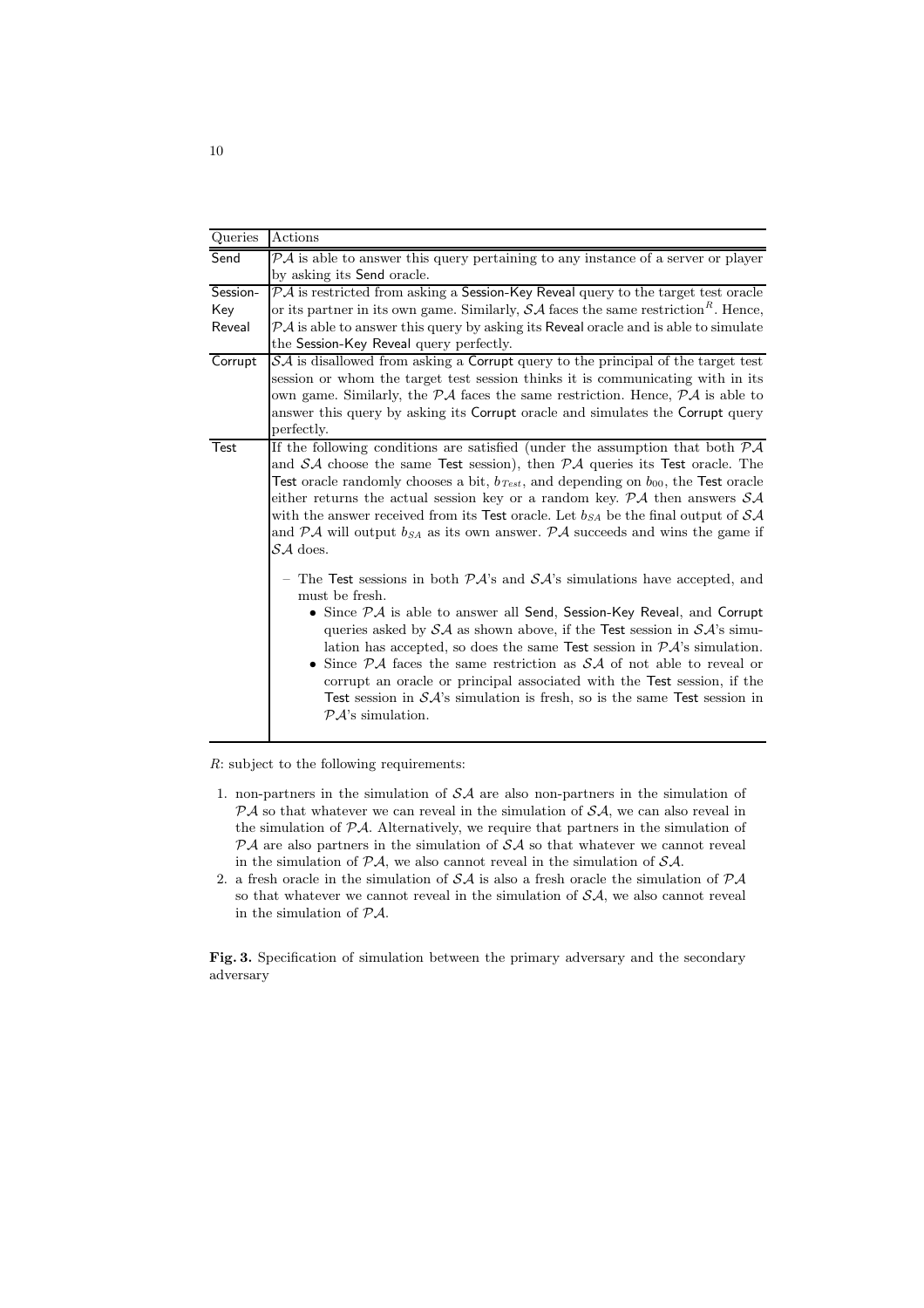| Queries | Actions |
|---|---|
| Send | $\mathcal{PA}$ is able to answer this query pertaining to any instance of a server or player by asking its Send oracle. |
| Session-Key Reveal | $\mathcal{PA}$ is restricted from asking a Session-Key Reveal query to the target test oracle or its partner in its own game. Similarly, $\mathcal{SA}$ faces the same restriction$^R$. Hence, $\mathcal{PA}$ is able to answer this query by asking its Reveal oracle and is able to simulate the Session-Key Reveal query perfectly. |
| Corrupt | $\mathcal{SA}$ is disallowed from asking a Corrupt query to the principal of the target test session or whom the target test session thinks it is communicating with in its own game. Similarly, the $\mathcal{PA}$ faces the same restriction. Hence, $\mathcal{PA}$ is able to answer this query by asking its Corrupt oracle and simulates the Corrupt query perfectly. |
| Test | If the following conditions are satisfied (under the assumption that both $\mathcal{PA}$ and $\mathcal{SA}$ choose the same Test session), then $\mathcal{PA}$ queries its Test oracle. The Test oracle randomly chooses a bit, $b_{Test}$, and depending on $b_{00}$, the Test oracle either returns the actual session key or a random key. $\mathcal{PA}$ then answers $\mathcal{SA}$ with the answer received from its Test oracle. Let $b_{SA}$ be the final output of $\mathcal{SA}$ and $\mathcal{PA}$ will output $b_{SA}$ as its own answer. $\mathcal{PA}$ succeeds and wins the game if $\mathcal{SA}$ does. <br><br> – The Test sessions in both $\mathcal{PA}$'s and $\mathcal{SA}$'s simulations have accepted, and must be fresh. <br> • Since $\mathcal{PA}$ is able to answer all Send, Session-Key Reveal, and Corrupt queries asked by $\mathcal{SA}$ as shown above, if the Test session in $\mathcal{SA}$'s simulation has accepted, so does the same Test session in $\mathcal{PA}$'s simulation. <br> • Since $\mathcal{PA}$ faces the same restriction as $\mathcal{SA}$ of not able to reveal or corrupt an oracle or principal associated with the Test session, if the Test session in $\mathcal{SA}$'s simulation is fresh, so is the same Test session in $\mathcal{PA}$'s simulation. |

$R$: subject to the following requirements:

1. non-partners in the simulation of $\mathcal{SA}$ are also non-partners in the simulation of $\mathcal{PA}$ so that whatever we can reveal in the simulation of $\mathcal{SA}$, we can also reveal in the simulation of $\mathcal{PA}$. Alternatively, we require that partners in the simulation of $\mathcal{PA}$ are also partners in the simulation of $\mathcal{SA}$ so that whatever we cannot reveal in the simulation of $\mathcal{PA}$, we also cannot reveal in the simulation of $\mathcal{SA}$.
2. a fresh oracle in the simulation of $\mathcal{SA}$ is also a fresh oracle the simulation of $\mathcal{PA}$ so that whatever we cannot reveal in the simulation of $\mathcal{SA}$, we also cannot reveal in the simulation of $\mathcal{PA}$.

**Fig. 3.** Specification of simulation between the primary adversary and the secondary adversary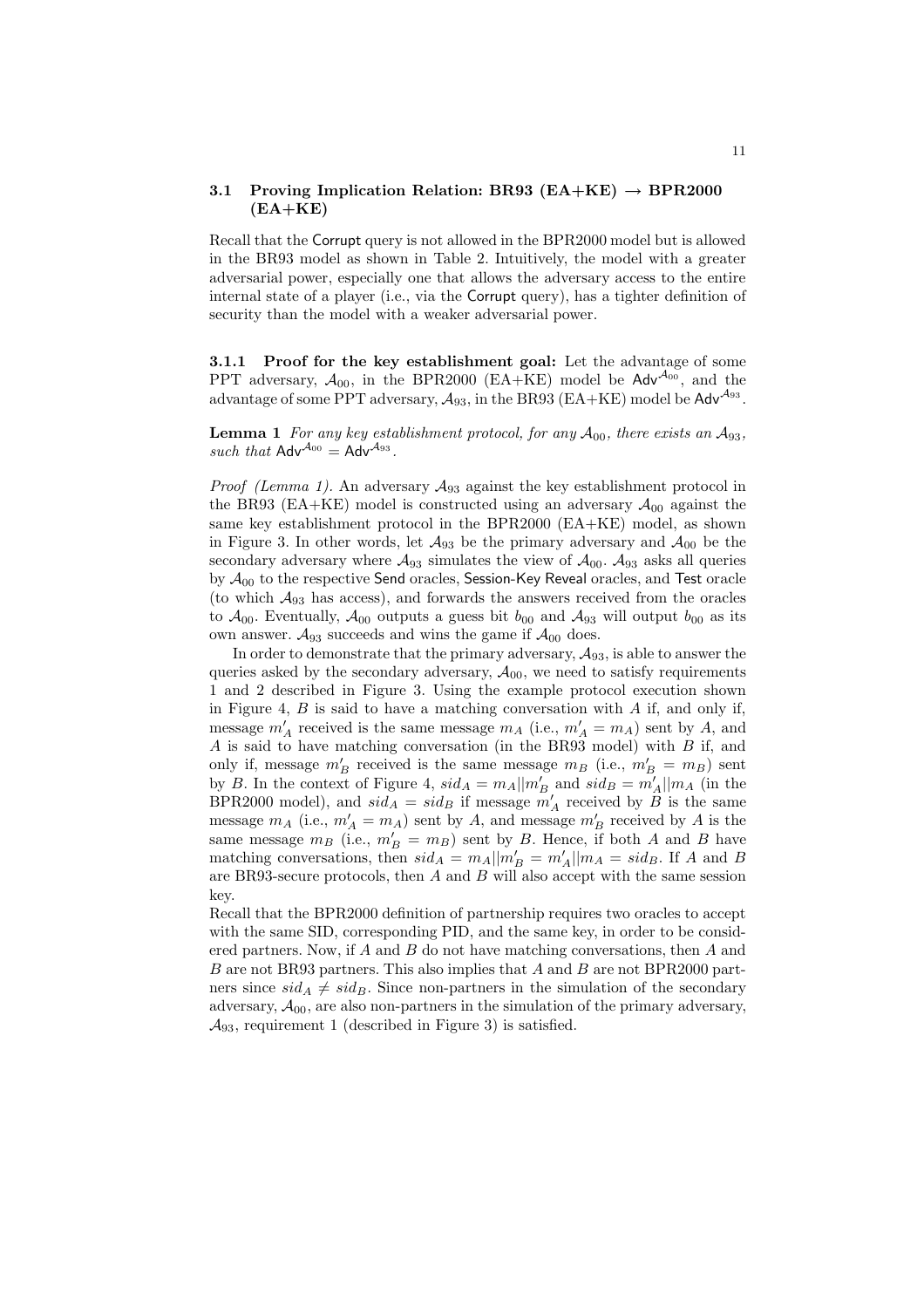### 3.1 Proving Implication Relation: BR93 (EA+KE) → BPR2000 (EA+KE)

Recall that the Corrupt query is not allowed in the BPR2000 model but is allowed in the BR93 model as shown in Table 2. Intuitively, the model with a greater adversarial power, especially one that allows the adversary access to the entire internal state of a player (i.e., via the Corrupt query), has a tighter definition of security than the model with a weaker adversarial power.

#### 3.1.1 Proof for the key establishment goal:

Let the advantage of some PPT adversary, $\mathcal{A}_{00}$, in the BPR2000 (EA+KE) model be $\mathsf{Adv}^{\mathcal{A}_{00}}$, and the advantage of some PPT adversary, $\mathcal{A}_{93}$, in the BR93 (EA+KE) model be $\mathsf{Adv}^{\mathcal{A}_{93}}$.

**Lemma 1** *For any key establishment protocol, for any $\mathcal{A}_{00}$, there exists an $\mathcal{A}_{93}$, such that $\mathsf{Adv}^{\mathcal{A}_{00}} = \mathsf{Adv}^{\mathcal{A}_{93}}$.*

*Proof (Lemma 1).* An adversary $\mathcal{A}_{93}$ against the key establishment protocol in the BR93 (EA+KE) model is constructed using an adversary $\mathcal{A}_{00}$ against the same key establishment protocol in the BPR2000 (EA+KE) model, as shown in Figure 3. In other words, let $\mathcal{A}_{93}$ be the primary adversary and $\mathcal{A}_{00}$ be the secondary adversary where $\mathcal{A}_{93}$ simulates the view of $\mathcal{A}_{00}$. $\mathcal{A}_{93}$ asks all queries by $\mathcal{A}_{00}$ to the respective Send oracles, Session-Key Reveal oracles, and Test oracle (to which $\mathcal{A}_{93}$ has access), and forwards the answers received from the oracles to $\mathcal{A}_{00}$. Eventually, $\mathcal{A}_{00}$ outputs a guess bit $b_{00}$ and $\mathcal{A}_{93}$ will output $b_{00}$ as its own answer. $\mathcal{A}_{93}$ succeeds and wins the game if $\mathcal{A}_{00}$ does.

In order to demonstrate that the primary adversary, $\mathcal{A}_{93}$, is able to answer the queries asked by the secondary adversary, $\mathcal{A}_{00}$, we need to satisfy requirements 1 and 2 described in Figure 3. Using the example protocol execution shown in Figure 4, $B$ is said to have a matching conversation with $A$ if, and only if, message $m'_A$ received is the same message $m_A$ (i.e., $m'_A = m_A$) sent by $A$, and $A$ is said to have matching conversation (in the BR93 model) with $B$ if, and only if, message $m'_B$ received is the same message $m_B$ (i.e., $m'_B = m_B$) sent by $B$. In the context of Figure 4, $sid_A = m_A||m'_B$ and $sid_B = m'_A||m_A$ (in the BPR2000 model), and $sid_A = sid_B$ if message $m'_A$ received by $B$ is the same message $m_A$ (i.e., $m'_A = m_A$) sent by $A$, and message $m'_B$ received by $A$ is the same message $m_B$ (i.e., $m'_B = m_B$) sent by $B$. Hence, if both $A$ and $B$ have matching conversations, then $sid_A = m_A||m'_B = m'_A||m_A = sid_B$. If $A$ and $B$ are BR93-secure protocols, then $A$ and $B$ will also accept with the same session key.

Recall that the BPR2000 definition of partnership requires two oracles to accept with the same SID, corresponding PID, and the same key, in order to be considered partners. Now, if $A$ and $B$ do not have matching conversations, then $A$ and $B$ are not BR93 partners. This also implies that $A$ and $B$ are not BPR2000 partners since $sid_A \neq sid_B$. Since non-partners in the simulation of the secondary adversary, $\mathcal{A}_{00}$, are also non-partners in the simulation of the primary adversary, $\mathcal{A}_{93}$, requirement 1 (described in Figure 3) is satisfied.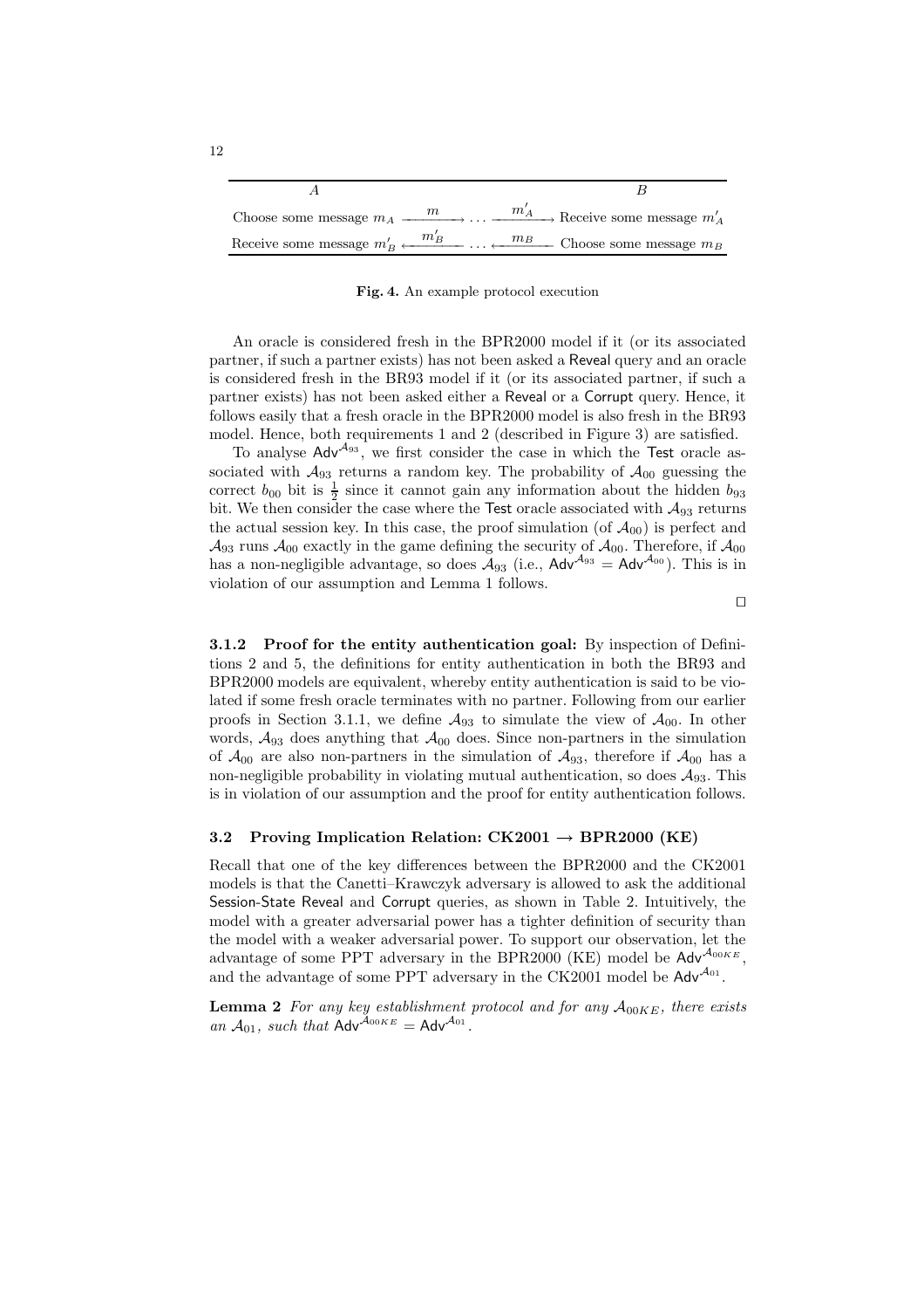| $A$ | | $B$ |
| --- | --- | --- |
| Choose some message $m_A$ | $\xrightarrow{m} \ldots \xrightarrow{m'_A}$ | Receive some message $m'_A$ |
| Receive some message $m'_B$ | $\xleftarrow{m'_B} \ldots \xleftarrow{m_B}$ | Choose some message $m_B$ |

**Fig. 4.** An example protocol execution

An oracle is considered fresh in the BPR2000 model if it (or its associated partner, if such a partner exists) has not been asked a Reveal query and an oracle is considered fresh in the BR93 model if it (or its associated partner, if such a partner exists) has not been asked either a Reveal or a Corrupt query. Hence, it follows easily that a fresh oracle in the BPR2000 model is also fresh in the BR93 model. Hence, both requirements 1 and 2 (described in Figure 3) are satisfied.

To analyse $\mathsf{Adv}^{\mathcal{A}_{93}}$, we first consider the case in which the Test oracle associated with $\mathcal{A}_{93}$ returns a random key. The probability of $\mathcal{A}_{00}$ guessing the correct $b_{00}$ bit is $\frac{1}{2}$ since it cannot gain any information about the hidden $b_{93}$ bit. We then consider the case where the Test oracle associated with $\mathcal{A}_{93}$ returns the actual session key. In this case, the proof simulation (of $\mathcal{A}_{00}$) is perfect and $\mathcal{A}_{93}$ runs $\mathcal{A}_{00}$ exactly in the game defining the security of $\mathcal{A}_{00}$. Therefore, if $\mathcal{A}_{00}$ has a non-negligible advantage, so does $\mathcal{A}_{93}$ (i.e., $\mathsf{Adv}^{\mathcal{A}_{93}} = \mathsf{Adv}^{\mathcal{A}_{00}}$). This is in violation of our assumption and Lemma 1 follows.

□

**3.1.2 Proof for the entity authentication goal:** By inspection of Definitions 2 and 5, the definitions for entity authentication in both the BR93 and BPR2000 models are equivalent, whereby entity authentication is said to be violated if some fresh oracle terminates with no partner. Following from our earlier proofs in Section 3.1.1, we define $\mathcal{A}_{93}$ to simulate the view of $\mathcal{A}_{00}$. In other words, $\mathcal{A}_{93}$ does anything that $\mathcal{A}_{00}$ does. Since non-partners in the simulation of $\mathcal{A}_{00}$ are also non-partners in the simulation of $\mathcal{A}_{93}$, therefore if $\mathcal{A}_{00}$ has a non-negligible probability in violating mutual authentication, so does $\mathcal{A}_{93}$. This is in violation of our assumption and the proof for entity authentication follows.

### 3.2 Proving Implication Relation: CK2001 → BPR2000 (KE)

Recall that one of the key differences between the BPR2000 and the CK2001 models is that the Canetti–Krawczyk adversary is allowed to ask the additional Session-State Reveal and Corrupt queries, as shown in Table 2. Intuitively, the model with a greater adversarial power has a tighter definition of security than the model with a weaker adversarial power. To support our observation, let the advantage of some PPT adversary in the BPR2000 (KE) model be $\mathsf{Adv}^{\mathcal{A}_{00KE}}$, and the advantage of some PPT adversary in the CK2001 model be $\mathsf{Adv}^{\mathcal{A}_{01}}$.

**Lemma 2** *For any key establishment protocol and for any $\mathcal{A}_{00KE}$, there exists an $\mathcal{A}_{01}$, such that $\mathsf{Adv}^{\mathcal{A}_{00KE}} = \mathsf{Adv}^{\mathcal{A}_{01}}$.*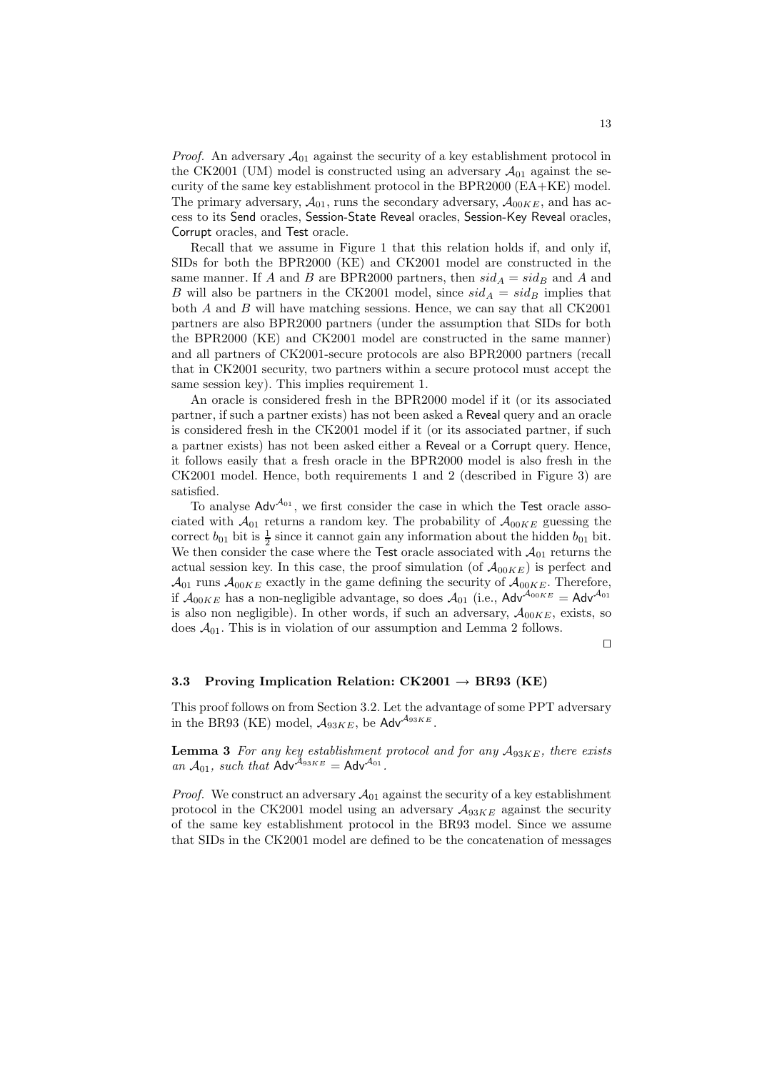*Proof.* An adversary $\mathcal{A}_{01}$ against the security of a key establishment protocol in the CK2001 (UM) model is constructed using an adversary $\mathcal{A}_{01}$ against the security of the same key establishment protocol in the BPR2000 (EA+KE) model. The primary adversary, $\mathcal{A}_{01}$, runs the secondary adversary, $\mathcal{A}_{00KE}$, and has access to its Send oracles, Session-State Reveal oracles, Session-Key Reveal oracles, Corrupt oracles, and Test oracle.

Recall that we assume in Figure 1 that this relation holds if, and only if, SIDs for both the BPR2000 (KE) and CK2001 model are constructed in the same manner. If $A$ and $B$ are BPR2000 partners, then $sid_A = sid_B$ and $A$ and $B$ will also be partners in the CK2001 model, since $sid_A = sid_B$ implies that both $A$ and $B$ will have matching sessions. Hence, we can say that all CK2001 partners are also BPR2000 partners (under the assumption that SIDs for both the BPR2000 (KE) and CK2001 model are constructed in the same manner) and all partners of CK2001-secure protocols are also BPR2000 partners (recall that in CK2001 security, two partners within a secure protocol must accept the same session key). This implies requirement 1.

An oracle is considered fresh in the BPR2000 model if it (or its associated partner, if such a partner exists) has not been asked a Reveal query and an oracle is considered fresh in the CK2001 model if it (or its associated partner, if such a partner exists) has not been asked either a Reveal or a Corrupt query. Hence, it follows easily that a fresh oracle in the BPR2000 model is also fresh in the CK2001 model. Hence, both requirements 1 and 2 (described in Figure 3) are satisfied.

To analyse $\mathsf{Adv}^{\mathcal{A}_{01}}$, we first consider the case in which the Test oracle associated with $\mathcal{A}_{01}$ returns a random key. The probability of $\mathcal{A}_{00KE}$ guessing the correct $b_{01}$ bit is $\frac{1}{2}$ since it cannot gain any information about the hidden $b_{01}$ bit. We then consider the case where the Test oracle associated with $\mathcal{A}_{01}$ returns the actual session key. In this case, the proof simulation (of $\mathcal{A}_{00KE}$) is perfect and $\mathcal{A}_{01}$ runs $\mathcal{A}_{00KE}$ exactly in the game defining the security of $\mathcal{A}_{00KE}$. Therefore, if $\mathcal{A}_{00KE}$ has a non-negligible advantage, so does $\mathcal{A}_{01}$ (i.e., $\mathsf{Adv}^{\mathcal{A}_{00KE}} = \mathsf{Adv}^{\mathcal{A}_{01}}$ is also non negligible). In other words, if such an adversary, $\mathcal{A}_{00KE}$, exists, so does $\mathcal{A}_{01}$. This is in violation of our assumption and Lemma 2 follows.

□

### 3.3 Proving Implication Relation: CK2001 → BR93 (KE)

This proof follows on from Section 3.2. Let the advantage of some PPT adversary in the BR93 (KE) model, $\mathcal{A}_{93KE}$, be $\mathsf{Adv}^{\mathcal{A}_{93KE}}$.

**Lemma 3** *For any key establishment protocol and for any $\mathcal{A}_{93KE}$, there exists an $\mathcal{A}_{01}$, such that $\mathsf{Adv}^{\mathcal{A}_{93KE}} = \mathsf{Adv}^{\mathcal{A}_{01}}$.*

*Proof.* We construct an adversary $\mathcal{A}_{01}$ against the security of a key establishment protocol in the CK2001 model using an adversary $\mathcal{A}_{93KE}$ against the security of the same key establishment protocol in the BR93 model. Since we assume that SIDs in the CK2001 model are defined to be the concatenation of messages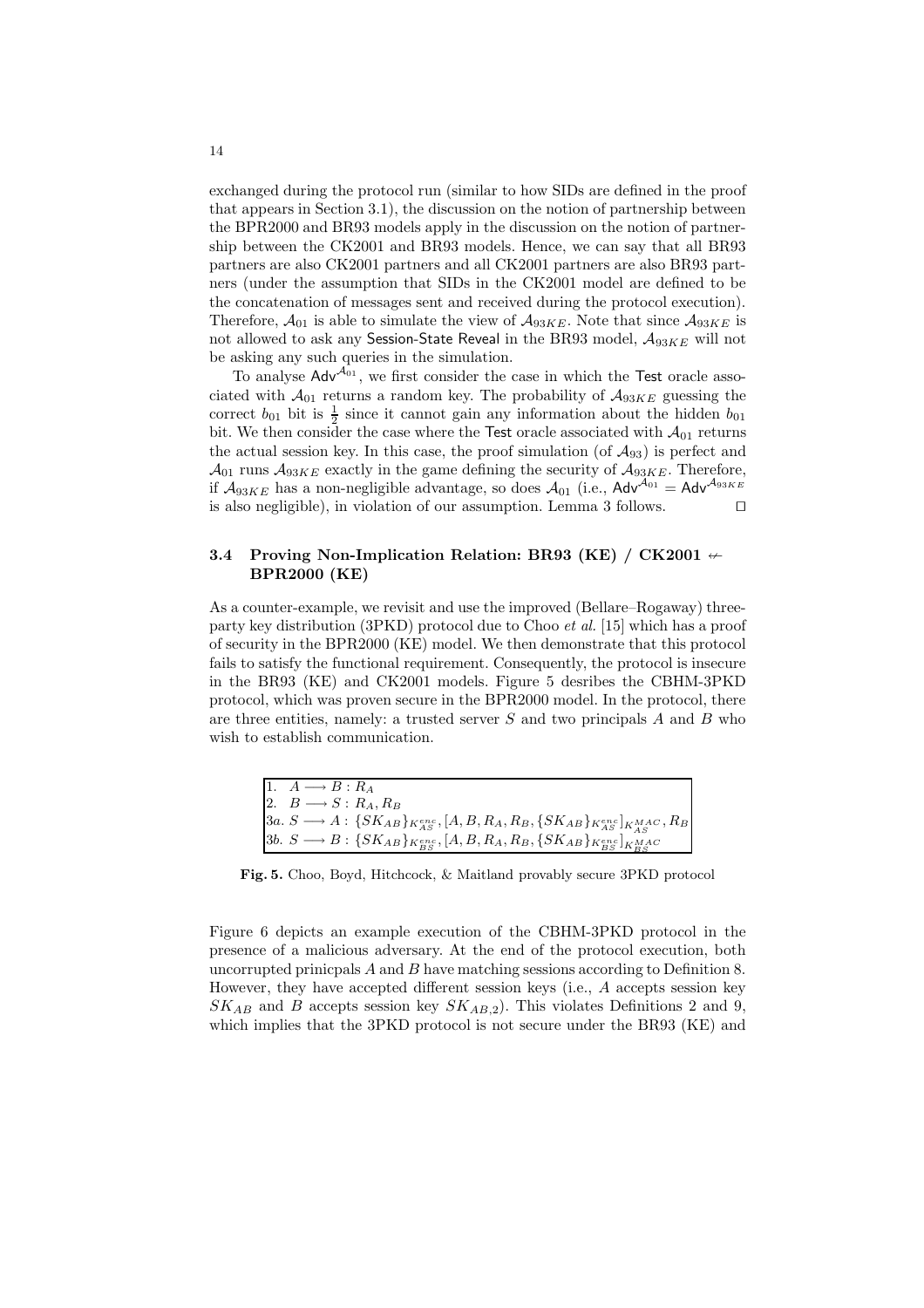exchanged during the protocol run (similar to how SIDs are defined in the proof that appears in Section 3.1), the discussion on the notion of partnership between the BPR2000 and BR93 models apply in the discussion on the notion of partnership between the CK2001 and BR93 models. Hence, we can say that all BR93 partners are also CK2001 partners and all CK2001 partners are also BR93 partners (under the assumption that SIDs in the CK2001 model are defined to be the concatenation of messages sent and received during the protocol execution). Therefore, $\mathcal{A}_{01}$ is able to simulate the view of $\mathcal{A}_{93KE}$. Note that since $\mathcal{A}_{93KE}$ is not allowed to ask any Session-State Reveal in the BR93 model, $\mathcal{A}_{93KE}$ will not be asking any such queries in the simulation.

To analyse $\mathsf{Adv}^{\mathcal{A}_{01}}$, we first consider the case in which the Test oracle associated with $\mathcal{A}_{01}$ returns a random key. The probability of $\mathcal{A}_{93KE}$ guessing the correct $b_{01}$ bit is $\frac{1}{2}$ since it cannot gain any information about the hidden $b_{01}$ bit. We then consider the case where the Test oracle associated with $\mathcal{A}_{01}$ returns the actual session key. In this case, the proof simulation (of $\mathcal{A}_{93}$) is perfect and $\mathcal{A}_{01}$ runs $\mathcal{A}_{93KE}$ exactly in the game defining the security of $\mathcal{A}_{93KE}$. Therefore, if $\mathcal{A}_{93KE}$ has a non-negligible advantage, so does $\mathcal{A}_{01}$ (i.e., $\mathsf{Adv}^{\mathcal{A}_{01}} = \mathsf{Adv}^{\mathcal{A}_{93KE}}$ is also negligible), in violation of our assumption. Lemma 3 follows. $\square$

### 3.4 Proving Non-Implication Relation: BR93 (KE) / CK2001 $\not\leftarrow$ BPR2000 (KE)

As a counter-example, we revisit and use the improved (Bellare–Rogaway) three-party key distribution (3PKD) protocol due to Choo *et al.* [15] which has a proof of security in the BPR2000 (KE) model. We then demonstrate that this protocol fails to satisfy the functional requirement. Consequently, the protocol is insecure in the BR93 (KE) and CK2001 models. Figure 5 desribes the CBHM-3PKD protocol, which was proven secure in the BPR2000 model. In the protocol, there are three entities, namely: a trusted server $S$ and two principals $A$ and $B$ who wish to establish communication.

1. $A \longrightarrow B : R_A$
2. $B \longrightarrow S : R_A, R_B$

3a. $S \longrightarrow A : \{SK_{AB}\}_{K_{AS}^{enc}}, [A, B, R_A, R_B, \{SK_{AB}\}_{K_{AS}^{enc}}]_{K_{AS}^{MAC}}, R_B$

3b. $S \longrightarrow B : \{SK_{AB}\}_{K_{BS}^{enc}}, [A, B, R_A, R_B, \{SK_{AB}\}_{K_{BS}^{enc}}]_{K_{BS}^{MAC}}$

**Fig. 5.** Choo, Boyd, Hitchcock, & Maitland provably secure 3PKD protocol

Figure 6 depicts an example execution of the CBHM-3PKD protocol in the presence of a malicious adversary. At the end of the protocol execution, both uncorrupted prinicpals $A$ and $B$ have matching sessions according to Definition 8. However, they have accepted different session keys (i.e., $A$ accepts session key $SK_{AB}$ and $B$ accepts session key $SK_{AB,2}$). This violates Definitions 2 and 9, which implies that the 3PKD protocol is not secure under the BR93 (KE) and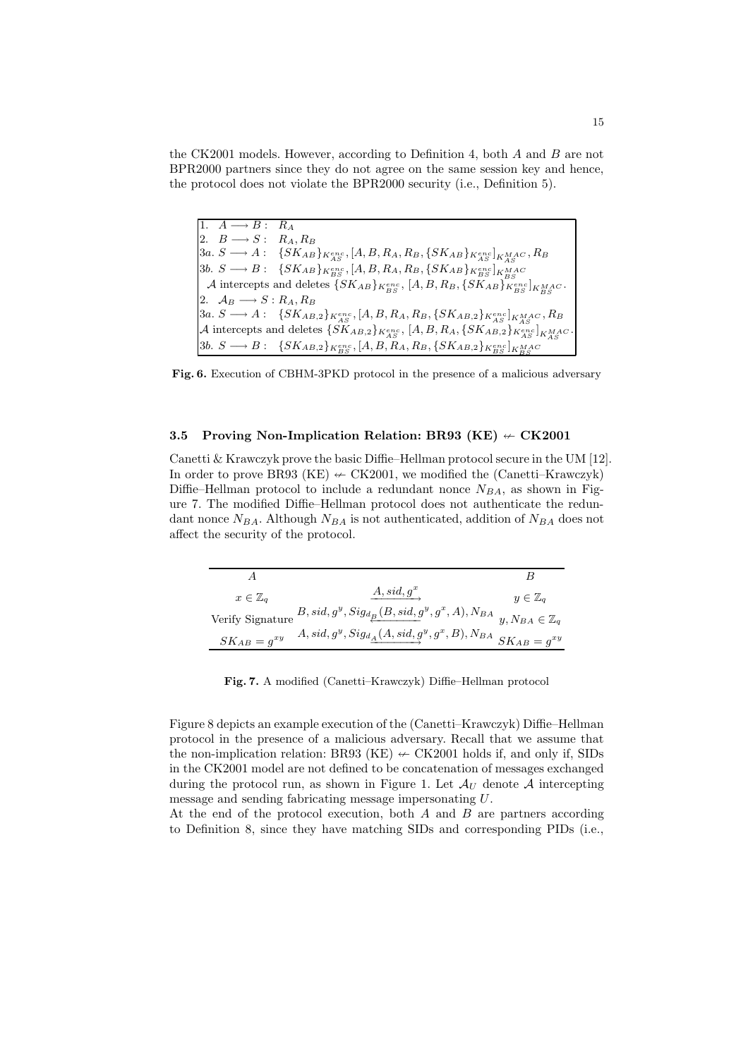the CK2001 models. However, according to Definition 4, both $A$ and $B$ are not BPR2000 partners since they do not agree on the same session key and hence, the protocol does not violate the BPR2000 security (i.e., Definition 5).

| |
|---|
| 1. $A \longrightarrow B: \; R_A$ |
| 2. $B \longrightarrow S: \; R_A, R_B$ |
| 3a. $S \longrightarrow A: \; \{SK_{AB}\}_{K_{AS}^{enc}}, [A, B, R_A, R_B, \{SK_{AB}\}_{K_{AS}^{enc}}]_{K_{AS}^{MAC}}, R_B$ |
| 3b. $S \longrightarrow B: \; \{SK_{AB}\}_{K_{BS}^{enc}}, [A, B, R_A, R_B, \{SK_{AB}\}_{K_{BS}^{enc}}]_{K_{BS}^{MAC}}$ |
| $\mathcal{A}$ intercepts and deletes $\{SK_{AB}\}_{K_{BS}^{enc}}, [A, B, R_B, \{SK_{AB}\}_{K_{BS}^{enc}}]_{K_{BS}^{MAC}}$. |
| 2. $\mathcal{A}_B \longrightarrow S: R_A, R_B$ |
| 3a. $S \longrightarrow A: \; \{SK_{AB,2}\}_{K_{AS}^{enc}}, [A, B, R_A, R_B, \{SK_{AB,2}\}_{K_{AS}^{enc}}]_{K_{AS}^{MAC}}, R_B$ |
| $\mathcal{A}$ intercepts and deletes $\{SK_{AB,2}\}_{K_{AS}^{enc}}, [A, B, R_A, \{SK_{AB,2}\}_{K_{AS}^{enc}}]_{K_{AS}^{MAC}}$. |
| 3b. $S \longrightarrow B: \; \{SK_{AB,2}\}_{K_{BS}^{enc}}, [A, B, R_A, R_B, \{SK_{AB,2}\}_{K_{BS}^{enc}}]_{K_{BS}^{MAC}}$ |

**Fig. 6.** Execution of CBHM-3PKD protocol in the presence of a malicious adversary

### 3.5 Proving Non-Implication Relation: BR93 (KE) $\not\leftarrow$ CK2001

Canetti & Krawczyk prove the basic Diffie–Hellman protocol secure in the UM [12]. In order to prove BR93 (KE) $\not\leftarrow$ CK2001, we modified the (Canetti–Krawczyk) Diffie–Hellman protocol to include a redundant nonce $N_{BA}$, as shown in Figure 7. The modified Diffie–Hellman protocol does not authenticate the redundant nonce $N_{BA}$. Although $N_{BA}$ is not authenticated, addition of $N_{BA}$ does not affect the security of the protocol.

| $A$ | | $B$ |
|---|---|---|
| $x \in \mathbb{Z}_q$ | $\xrightarrow{A, sid, g^x}$ | $y \in \mathbb{Z}_q$ |
| Verify Signature | $\xleftarrow{B, sid, g^y, Sig_{d_B}(B, sid, g^y, g^x, A), N_{BA}}$ | $y, N_{BA} \in \mathbb{Z}_q$ |
| $SK_{AB} = g^{xy}$ | $\xrightarrow{A, sid, g^y, Sig_{d_A}(A, sid, g^y, g^x, B), N_{BA}}$ | $SK_{AB} = g^{xy}$ |

**Fig. 7.** A modified (Canetti–Krawczyk) Diffie–Hellman protocol

Figure 8 depicts an example execution of the (Canetti–Krawczyk) Diffie–Hellman protocol in the presence of a malicious adversary. Recall that we assume that the non-implication relation: BR93 (KE) $\not\leftarrow$ CK2001 holds if, and only if, SIDs in the CK2001 model are not defined to be concatenation of messages exchanged during the protocol run, as shown in Figure 1. Let $\mathcal{A}_U$ denote $\mathcal{A}$ intercepting message and sending fabricating message impersonating $U$.

At the end of the protocol execution, both $A$ and $B$ are partners according to Definition 8, since they have matching SIDs and corresponding PIDs (i.e.,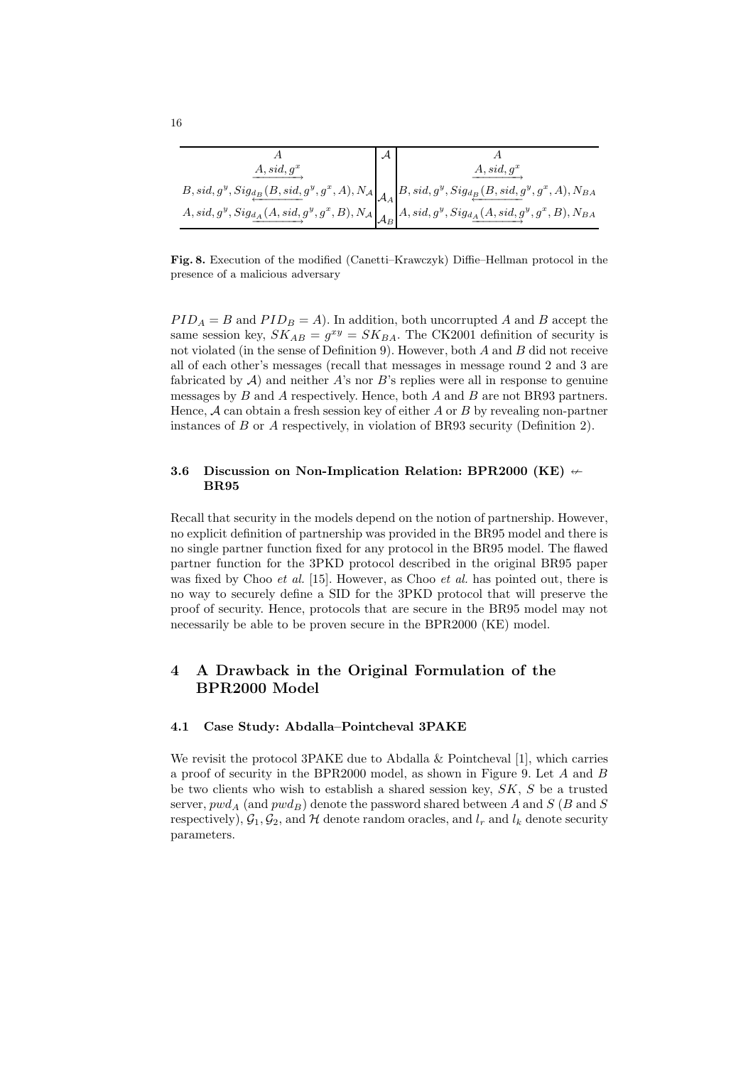| $A$ | $\mathcal{A}$ | $A$ |
|---|---|---|
| $\xrightarrow{A, sid, g^x}$ | | $\xrightarrow{A, sid, g^x}$ |
| $\xleftarrow{B, sid, g^y, Sig_{d_B}(B, sid, g^y, g^x, A), N_{\mathcal{A}}}$ | $\mathcal{A}_A$ | $\xleftarrow{B, sid, g^y, Sig_{d_B}(B, sid, g^y, g^x, A), N_{BA}}$ |
| $\xrightarrow{A, sid, g^y, Sig_{d_A}(A, sid, g^y, g^x, B), N_{\mathcal{A}}}$ | $\mathcal{A}_B$ | $\xrightarrow{A, sid, g^y, Sig_{d_A}(A, sid, g^y, g^x, B), N_{BA}}$ |

**Fig. 8.** Execution of the modified (Canetti–Krawczyk) Diffie–Hellman protocol in the presence of a malicious adversary

$PID_A = B$ and $PID_B = A$). In addition, both uncorrupted $A$ and $B$ accept the same session key, $SK_{AB} = g^{xy} = SK_{BA}$. The CK2001 definition of security is not violated (in the sense of Definition 9). However, both $A$ and $B$ did not receive all of each other's messages (recall that messages in message round 2 and 3 are fabricated by $\mathcal{A}$) and neither $A$'s nor $B$'s replies were all in response to genuine messages by $B$ and $A$ respectively. Hence, both $A$ and $B$ are not BR93 partners. Hence, $\mathcal{A}$ can obtain a fresh session key of either $A$ or $B$ by revealing non-partner instances of $B$ or $A$ respectively, in violation of BR93 security (Definition 2).

### 3.6 Discussion on Non-Implication Relation: BPR2000 (KE) $\not\leftarrow$ BR95

Recall that security in the models depend on the notion of partnership. However, no explicit definition of partnership was provided in the BR95 model and there is no single partner function fixed for any protocol in the BR95 model. The flawed partner function for the 3PKD protocol described in the original BR95 paper was fixed by Choo *et al.* [15]. However, as Choo *et al.* has pointed out, there is no way to securely define a SID for the 3PKD protocol that will preserve the proof of security. Hence, protocols that are secure in the BR95 model may not necessarily be able to be proven secure in the BPR2000 (KE) model.

## 4 A Drawback in the Original Formulation of the BPR2000 Model

### 4.1 Case Study: Abdalla–Pointcheval 3PAKE

We revisit the protocol 3PAKE due to Abdalla & Pointcheval [1], which carries a proof of security in the BPR2000 model, as shown in Figure 9. Let $A$ and $B$ be two clients who wish to establish a shared session key, $SK$, $S$ be a trusted server, $pwd_A$ (and $pwd_B$) denote the password shared between $A$ and $S$ ($B$ and $S$ respectively), $\mathcal{G}_1, \mathcal{G}_2$, and $\mathcal{H}$ denote random oracles, and $l_r$ and $l_k$ denote security parameters.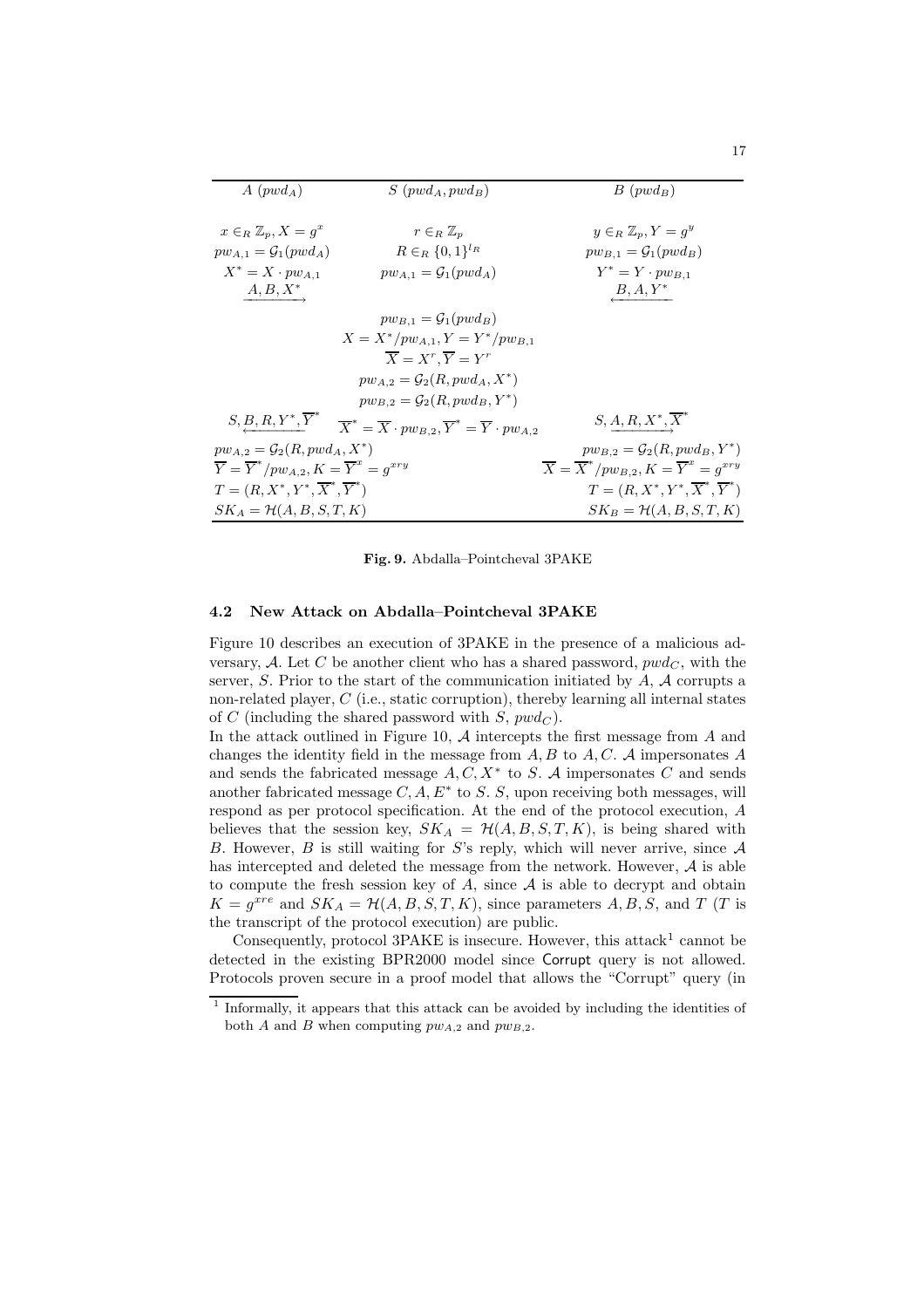| $A$ $(pwd_A)$ | $S$ $(pwd_A, pwd_B)$ | $B$ $(pwd_B)$ |
|---|---|---|
| $x \in_R \mathbb{Z}_p, X = g^x$ | $r \in_R \mathbb{Z}_p$ | $y \in_R \mathbb{Z}_p, Y = g^y$ |
| $pw_{A,1} = \mathcal{G}_1(pwd_A)$ | $R \in_R \{0,1\}^{l_R}$ | $pw_{B,1} = \mathcal{G}_1(pwd_B)$ |
| $X^* = X \cdot pw_{A,1}$ | $pw_{A,1} = \mathcal{G}_1(pwd_A)$ | $Y^* = Y \cdot pw_{B,1}$ |
| $\xrightarrow{A, B, X^*}$ | | $\xleftarrow{B, A, Y^*}$ |
| | $pw_{B,1} = \mathcal{G}_1(pwd_B)$ | |
| | $X = X^*/pw_{A,1}, Y = Y^*/pw_{B,1}$ | |
| | $\overline{X} = X^r, \overline{Y} = Y^r$ | |
| | $pw_{A,2} = \mathcal{G}_2(R, pwd_A, X^*)$ | |
| | $pw_{B,2} = \mathcal{G}_2(R, pwd_B, Y^*)$ | |
| $\xleftarrow{S, B, R, Y^*, \overline{Y}^*}$ | $\overline{X}^* = \overline{X} \cdot pw_{B,2}, \overline{Y}^* = \overline{Y} \cdot pw_{A,2}$ | $\xrightarrow{S, A, R, X^*, \overline{X}^*}$ |
| $pw_{A,2} = \mathcal{G}_2(R, pwd_A, X^*)$ | | $pw_{B,2} = \mathcal{G}_2(R, pwd_B, Y^*)$ |
| $\overline{Y} = \overline{Y}^*/pw_{A,2}, K = \overline{Y}^x = g^{xry}$ | | $\overline{X} = \overline{X}^*/pw_{B,2}, K = \overline{X}^y = g^{xry}$ |
| $T = (R, X^*, Y^*, \overline{X}^*, \overline{Y}^*)$ | | $T = (R, X^*, Y^*, \overline{X}^*, \overline{Y}^*)$ |
| $SK_A = \mathcal{H}(A, B, S, T, K)$ | | $SK_B = \mathcal{H}(A, B, S, T, K)$ |

**Fig. 9.** Abdalla–Pointcheval 3PAKE

### 4.2 New Attack on Abdalla–Pointcheval 3PAKE

Figure 10 describes an execution of 3PAKE in the presence of a malicious adversary, $\mathcal{A}$. Let $C$ be another client who has a shared password, $pwd_C$, with the server, $S$. Prior to the start of the communication initiated by $A$, $\mathcal{A}$ corrupts a non-related player, $C$ (i.e., static corruption), thereby learning all internal states of $C$ (including the shared password with $S$, $pwd_C$).

In the attack outlined in Figure 10, $\mathcal{A}$ intercepts the first message from $A$ and changes the identity field in the message from $A, B$ to $A, C$. $\mathcal{A}$ impersonates $A$ and sends the fabricated message $A, C, X^*$ to $S$. $\mathcal{A}$ impersonates $C$ and sends another fabricated message $C, A, E^*$ to $S$. $S$, upon receiving both messages, will respond as per protocol specification. At the end of the protocol execution, $A$ believes that the session key, $SK_A = \mathcal{H}(A, B, S, T, K)$, is being shared with $B$. However, $B$ is still waiting for $S$'s reply, which will never arrive, since $\mathcal{A}$ has intercepted and deleted the message from the network. However, $\mathcal{A}$ is able to compute the fresh session key of $A$, since $\mathcal{A}$ is able to decrypt and obtain $K = g^{xre}$ and $SK_A = \mathcal{H}(A, B, S, T, K)$, since parameters $A, B, S$, and $T$ ($T$ is the transcript of the protocol execution) are public.

Consequently, protocol 3PAKE is insecure. However, this attack[1] cannot be detected in the existing BPR2000 model since Corrupt query is not allowed. Protocols proven secure in a proof model that allows the "Corrupt" query (in

[1] Informally, it appears that this attack can be avoided by including the identities of both $A$ and $B$ when computing $pw_{A,2}$ and $pw_{B,2}$.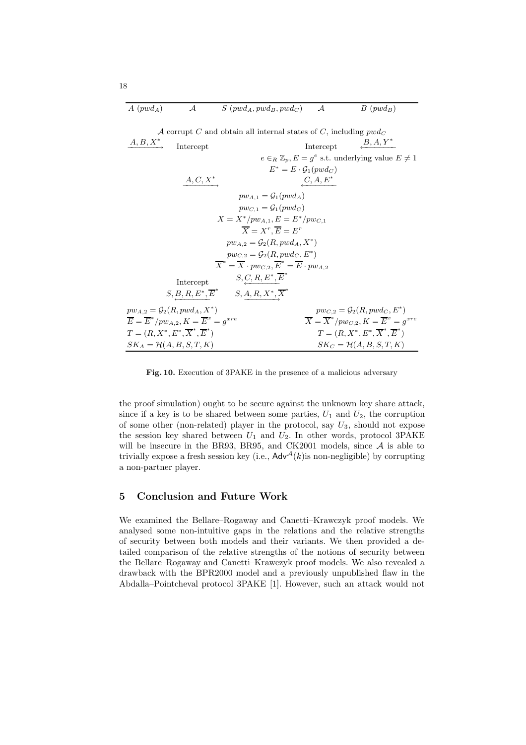| $A$ ($pwd_A$) | $\mathcal{A}$ | $S$ ($pwd_A, pwd_B, pwd_C$) | $\mathcal{A}$ | $B$ ($pwd_B$) |
|---|---|---|---|---|
| | $\mathcal{A}$ corrupt $C$ and obtain all internal states of $C$, including $pwd_C$ | | | |
| $\xrightarrow{A, B, X^*}$ | Intercept | | Intercept | $\xleftarrow{B, A, Y^*}$ |
| | | $e \in_R \mathbb{Z}_p, E = g^e$ s.t. underlying value $E \neq 1$ | | |
| | | $E^* = E \cdot \mathcal{G}_1(pwd_C)$ | | |
| | $\xrightarrow{A, C, X^*}$ | | $\xleftarrow{C, A, E^*}$ | |
| | | $pw_{A,1} = \mathcal{G}_1(pwd_A)$ | | |
| | | $pw_{C,1} = \mathcal{G}_1(pwd_C)$ | | |
| | | $X = X^*/pw_{A,1}, E = E^*/pw_{C,1}$ | | |
| | | $\overline{X} = X^r, \overline{E} = E^r$ | | |
| | | $pw_{A,2} = \mathcal{G}_2(R, pwd_A, X^*)$ | | |
| | | $pw_{C,2} = \mathcal{G}_2(R, pwd_C, E^*)$ | | |
| | | $\overline{X}^* = \overline{X} \cdot pw_{C,2}, \overline{E}^* = \overline{E} \cdot pw_{A,2}$ | | |
| | Intercept | $\xleftarrow{S, C, R, E^*, \overline{E}^*}$ | | |
| | $\xleftarrow{S, B, R, E^*, \overline{E}^*}$ | $\xrightarrow{S, A, R, X^*, \overline{X}^*}$ | | |
| $pw_{A,2} = \mathcal{G}_2(R, pwd_A, X^*)$ | | | | $pw_{C,2} = \mathcal{G}_2(R, pwd_C, E^*)$ |
| $\overline{E} = \overline{E}^*/pw_{A,2}, K = \overline{E}^x = g^{xre}$ | | | | $\overline{X} = \overline{X}^*/pw_{C,2}, K = \overline{E}^x = g^{xre}$ |
| $T = (R, X^*, E^*, \overline{X}^*, \overline{E}^*)$ | | | | $T = (R, X^*, E^*, \overline{X}^*, \overline{E}^*)$ |
| $SK_A = \mathcal{H}(A, B, S, T, K)$ | | | | $SK_C = \mathcal{H}(A, B, S, T, K)$ |

**Fig. 10.** Execution of 3PAKE in the presence of a malicious adversary

the proof simulation) ought to be secure against the unknown key share attack, since if a key is to be shared between some parties, $U_1$ and $U_2$, the corruption of some other (non-related) player in the protocol, say $U_3$, should not expose the session key shared between $U_1$ and $U_2$. In other words, protocol 3PAKE will be insecure in the BR93, BR95, and CK2001 models, since $\mathcal{A}$ is able to trivially expose a fresh session key (i.e., $\mathsf{Adv}^{\mathcal{A}}(k)$is non-negligible) by corrupting a non-partner player.

## 5 Conclusion and Future Work

We examined the Bellare–Rogaway and Canetti–Krawczyk proof models. We analysed some non-intuitive gaps in the relations and the relative strengths of security between both models and their variants. We then provided a detailed comparison of the relative strengths of the notions of security between the Bellare–Rogaway and Canetti–Krawczyk proof models. We also revealed a drawback with the BPR2000 model and a previously unpublished flaw in the Abdalla–Pointcheval protocol 3PAKE [1]. However, such an attack would not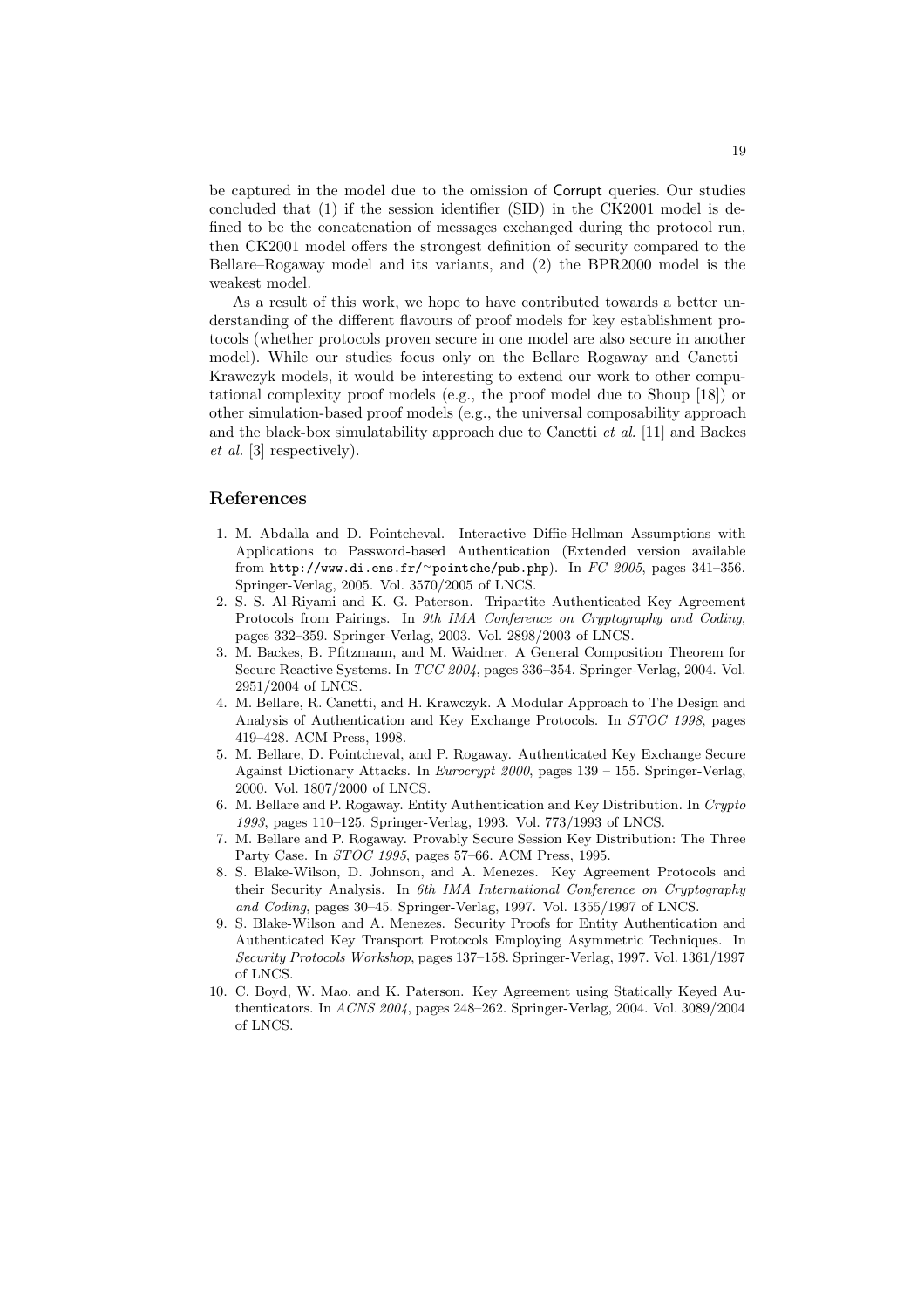be captured in the model due to the omission of Corrupt queries. Our studies concluded that (1) if the session identifier (SID) in the CK2001 model is defined to be the concatenation of messages exchanged during the protocol run, then CK2001 model offers the strongest definition of security compared to the Bellare–Rogaway model and its variants, and (2) the BPR2000 model is the weakest model.

As a result of this work, we hope to have contributed towards a better understanding of the different flavours of proof models for key establishment protocols (whether protocols proven secure in one model are also secure in another model). While our studies focus only on the Bellare–Rogaway and Canetti–Krawczyk models, it would be interesting to extend our work to other computational complexity proof models (e.g., the proof model due to Shoup [18]) or other simulation-based proof models (e.g., the universal composability approach and the black-box simulatability approach due to Canetti *et al.* [11] and Backes *et al.* [3] respectively).

## References

1. M. Abdalla and D. Pointcheval. Interactive Diffie-Hellman Assumptions with Applications to Password-based Authentication (Extended version available from `http://www.di.ens.fr/~pointche/pub.php`). In *FC 2005*, pages 341–356. Springer-Verlag, 2005. Vol. 3570/2005 of LNCS.
2. S. S. Al-Riyami and K. G. Paterson. Tripartite Authenticated Key Agreement Protocols from Pairings. In *9th IMA Conference on Cryptography and Coding*, pages 332–359. Springer-Verlag, 2003. Vol. 2898/2003 of LNCS.
3. M. Backes, B. Pfitzmann, and M. Waidner. A General Composition Theorem for Secure Reactive Systems. In *TCC 2004*, pages 336–354. Springer-Verlag, 2004. Vol. 2951/2004 of LNCS.
4. M. Bellare, R. Canetti, and H. Krawczyk. A Modular Approach to The Design and Analysis of Authentication and Key Exchange Protocols. In *STOC 1998*, pages 419–428. ACM Press, 1998.
5. M. Bellare, D. Pointcheval, and P. Rogaway. Authenticated Key Exchange Secure Against Dictionary Attacks. In *Eurocrypt 2000*, pages 139 – 155. Springer-Verlag, 2000. Vol. 1807/2000 of LNCS.
6. M. Bellare and P. Rogaway. Entity Authentication and Key Distribution. In *Crypto 1993*, pages 110–125. Springer-Verlag, 1993. Vol. 773/1993 of LNCS.
7. M. Bellare and P. Rogaway. Provably Secure Session Key Distribution: The Three Party Case. In *STOC 1995*, pages 57–66. ACM Press, 1995.
8. S. Blake-Wilson, D. Johnson, and A. Menezes. Key Agreement Protocols and their Security Analysis. In *6th IMA International Conference on Cryptography and Coding*, pages 30–45. Springer-Verlag, 1997. Vol. 1355/1997 of LNCS.
9. S. Blake-Wilson and A. Menezes. Security Proofs for Entity Authentication and Authenticated Key Transport Protocols Employing Asymmetric Techniques. In *Security Protocols Workshop*, pages 137–158. Springer-Verlag, 1997. Vol. 1361/1997 of LNCS.
10. C. Boyd, W. Mao, and K. Paterson. Key Agreement using Statically Keyed Authenticators. In *ACNS 2004*, pages 248–262. Springer-Verlag, 2004. Vol. 3089/2004 of LNCS.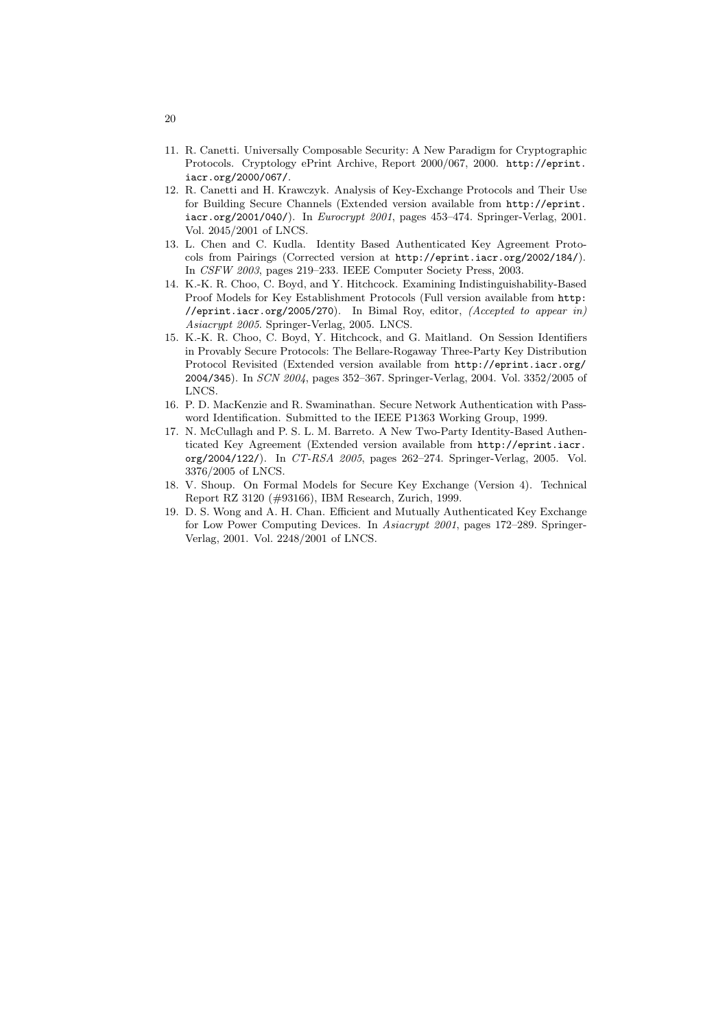11. R. Canetti. Universally Composable Security: A New Paradigm for Cryptographic Protocols. Cryptology ePrint Archive, Report 2000/067, 2000. `http://eprint.iacr.org/2000/067/`.
12. R. Canetti and H. Krawczyk. Analysis of Key-Exchange Protocols and Their Use for Building Secure Channels (Extended version available from `http://eprint.iacr.org/2001/040/`). In *Eurocrypt 2001*, pages 453–474. Springer-Verlag, 2001. Vol. 2045/2001 of LNCS.
13. L. Chen and C. Kudla. Identity Based Authenticated Key Agreement Protocols from Pairings (Corrected version at `http://eprint.iacr.org/2002/184/`). In *CSFW 2003*, pages 219–233. IEEE Computer Society Press, 2003.
14. K.-K. R. Choo, C. Boyd, and Y. Hitchcock. Examining Indistinguishability-Based Proof Models for Key Establishment Protocols (Full version available from `http://eprint.iacr.org/2005/270`). In Bimal Roy, editor, *(Accepted to appear in) Asiacrypt 2005*. Springer-Verlag, 2005. LNCS.
15. K.-K. R. Choo, C. Boyd, Y. Hitchcock, and G. Maitland. On Session Identifiers in Provably Secure Protocols: The Bellare-Rogaway Three-Party Key Distribution Protocol Revisited (Extended version available from `http://eprint.iacr.org/2004/345`). In *SCN 2004*, pages 352–367. Springer-Verlag, 2004. Vol. 3352/2005 of LNCS.
16. P. D. MacKenzie and R. Swaminathan. Secure Network Authentication with Password Identification. Submitted to the IEEE P1363 Working Group, 1999.
17. N. McCullagh and P. S. L. M. Barreto. A New Two-Party Identity-Based Authenticated Key Agreement (Extended version available from `http://eprint.iacr.org/2004/122/`). In *CT-RSA 2005*, pages 262–274. Springer-Verlag, 2005. Vol. 3376/2005 of LNCS.
18. V. Shoup. On Formal Models for Secure Key Exchange (Version 4). Technical Report RZ 3120 (#93166), IBM Research, Zurich, 1999.
19. D. S. Wong and A. H. Chan. Efficient and Mutually Authenticated Key Exchange for Low Power Computing Devices. In *Asiacrypt 2001*, pages 172–289. Springer-Verlag, 2001. Vol. 2248/2001 of LNCS.